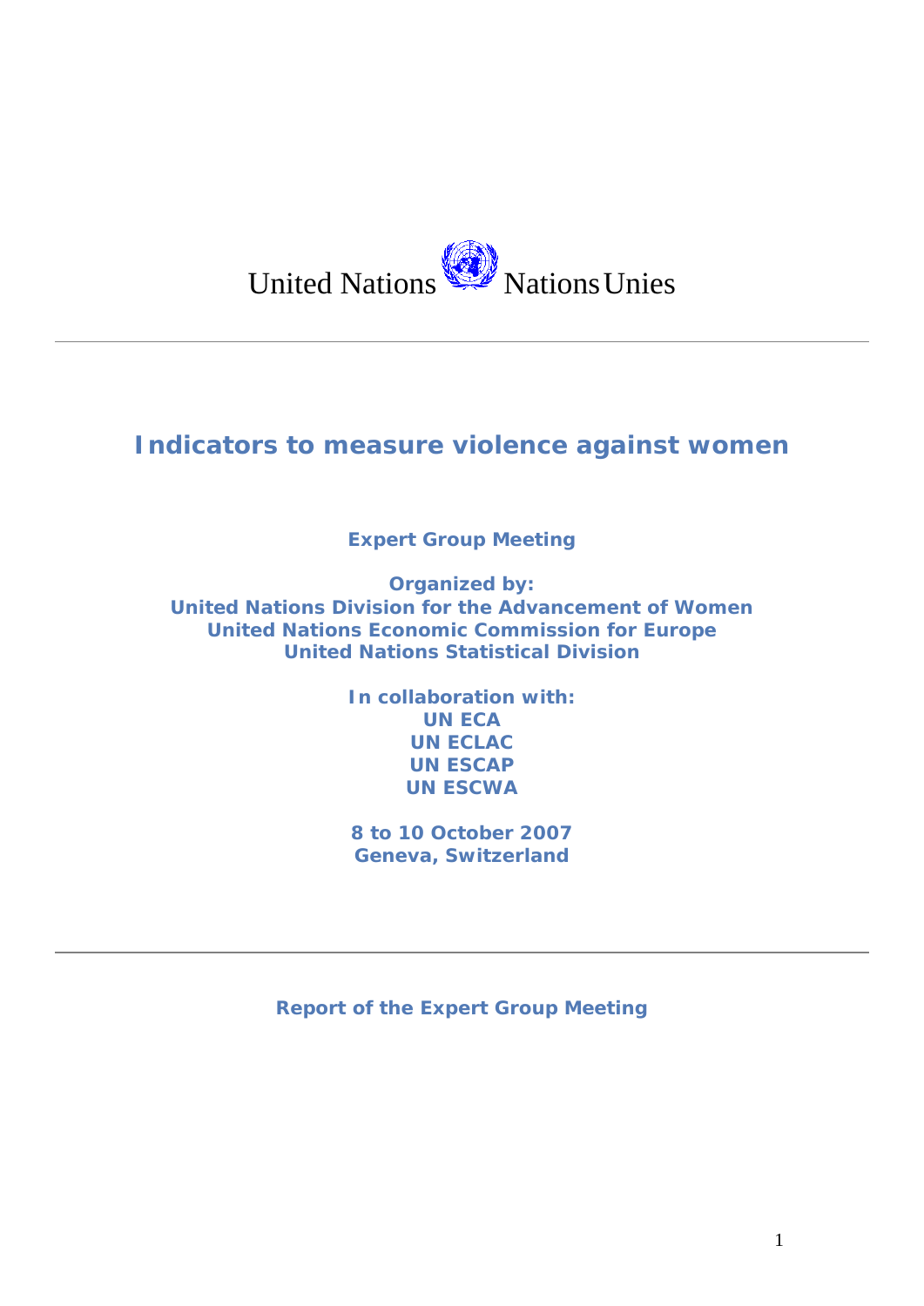United Nations Nations Unies

# Indicators to measure violence against women

**Expert Group Meeting**

**Organized by:**
**United Nations Division for the Advancement of Women**
**United Nations Economic Commission for Europe**
**United Nations Statistical Division**

**In collaboration with:**
**UN ECA**
**UN ECLAC**
**UN ESCAP**
**UN ESCWA**

**8 to 10 October 2007**
**Geneva, Switzerland**

**Report of the Expert Group Meeting**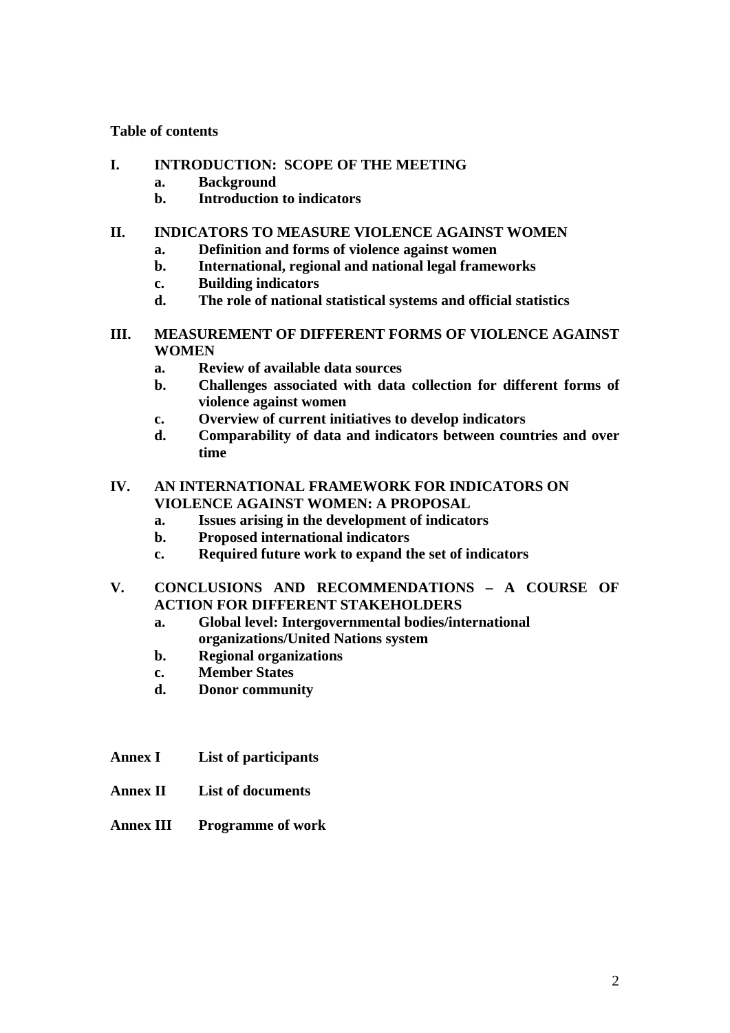**Table of contents**

**I. INTRODUCTION: SCOPE OF THE MEETING**
- **a. Background**
- **b. Introduction to indicators**

**II. INDICATORS TO MEASURE VIOLENCE AGAINST WOMEN**
- **a. Definition and forms of violence against women**
- **b. International, regional and national legal frameworks**
- **c. Building indicators**
- **d. The role of national statistical systems and official statistics**

**III. MEASUREMENT OF DIFFERENT FORMS OF VIOLENCE AGAINST WOMEN**
- **a. Review of available data sources**
- **b. Challenges associated with data collection for different forms of violence against women**
- **c. Overview of current initiatives to develop indicators**
- **d. Comparability of data and indicators between countries and over time**

**IV. AN INTERNATIONAL FRAMEWORK FOR INDICATORS ON VIOLENCE AGAINST WOMEN: A PROPOSAL**
- **a. Issues arising in the development of indicators**
- **b. Proposed international indicators**
- **c. Required future work to expand the set of indicators**

**V. CONCLUSIONS AND RECOMMENDATIONS – A COURSE OF ACTION FOR DIFFERENT STAKEHOLDERS**
- **a. Global level: Intergovernmental bodies/international organizations/United Nations system**
- **b. Regional organizations**
- **c. Member States**
- **d. Donor community**

**Annex I List of participants**

**Annex II List of documents**

**Annex III Programme of work**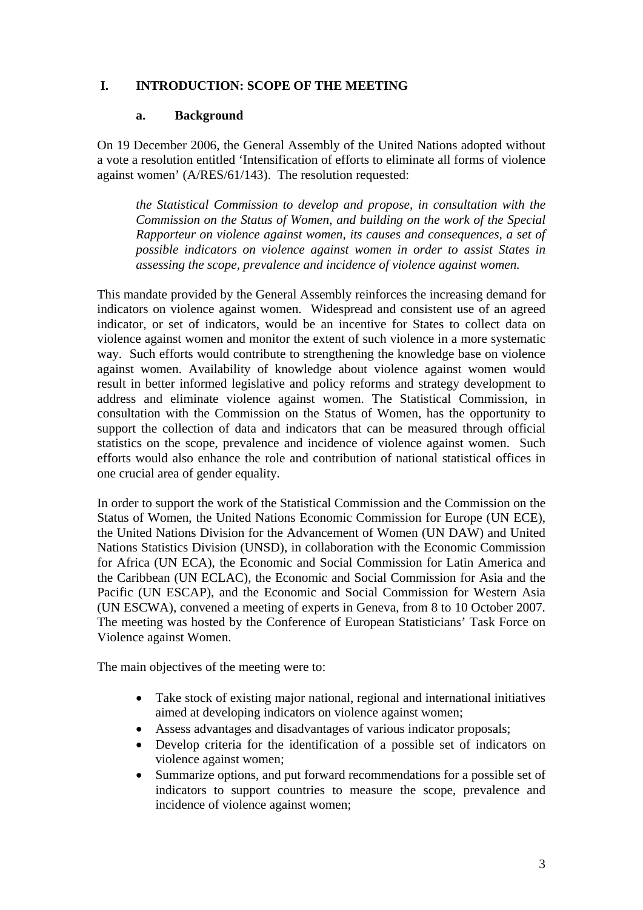# I. INTRODUCTION: SCOPE OF THE MEETING

## a. Background

On 19 December 2006, the General Assembly of the United Nations adopted without a vote a resolution entitled 'Intensification of efforts to eliminate all forms of violence against women' (A/RES/61/143). The resolution requested:

> *the Statistical Commission to develop and propose, in consultation with the Commission on the Status of Women, and building on the work of the Special Rapporteur on violence against women, its causes and consequences, a set of possible indicators on violence against women in order to assist States in assessing the scope, prevalence and incidence of violence against women.*

This mandate provided by the General Assembly reinforces the increasing demand for indicators on violence against women. Widespread and consistent use of an agreed indicator, or set of indicators, would be an incentive for States to collect data on violence against women and monitor the extent of such violence in a more systematic way. Such efforts would contribute to strengthening the knowledge base on violence against women. Availability of knowledge about violence against women would result in better informed legislative and policy reforms and strategy development to address and eliminate violence against women. The Statistical Commission, in consultation with the Commission on the Status of Women, has the opportunity to support the collection of data and indicators that can be measured through official statistics on the scope, prevalence and incidence of violence against women. Such efforts would also enhance the role and contribution of national statistical offices in one crucial area of gender equality.

In order to support the work of the Statistical Commission and the Commission on the Status of Women, the United Nations Economic Commission for Europe (UN ECE), the United Nations Division for the Advancement of Women (UN DAW) and United Nations Statistics Division (UNSD), in collaboration with the Economic Commission for Africa (UN ECA), the Economic and Social Commission for Latin America and the Caribbean (UN ECLAC), the Economic and Social Commission for Asia and the Pacific (UN ESCAP), and the Economic and Social Commission for Western Asia (UN ESCWA), convened a meeting of experts in Geneva, from 8 to 10 October 2007. The meeting was hosted by the Conference of European Statisticians' Task Force on Violence against Women.

The main objectives of the meeting were to:

- Take stock of existing major national, regional and international initiatives aimed at developing indicators on violence against women;
- Assess advantages and disadvantages of various indicator proposals;
- Develop criteria for the identification of a possible set of indicators on violence against women;
- Summarize options, and put forward recommendations for a possible set of indicators to support countries to measure the scope, prevalence and incidence of violence against women;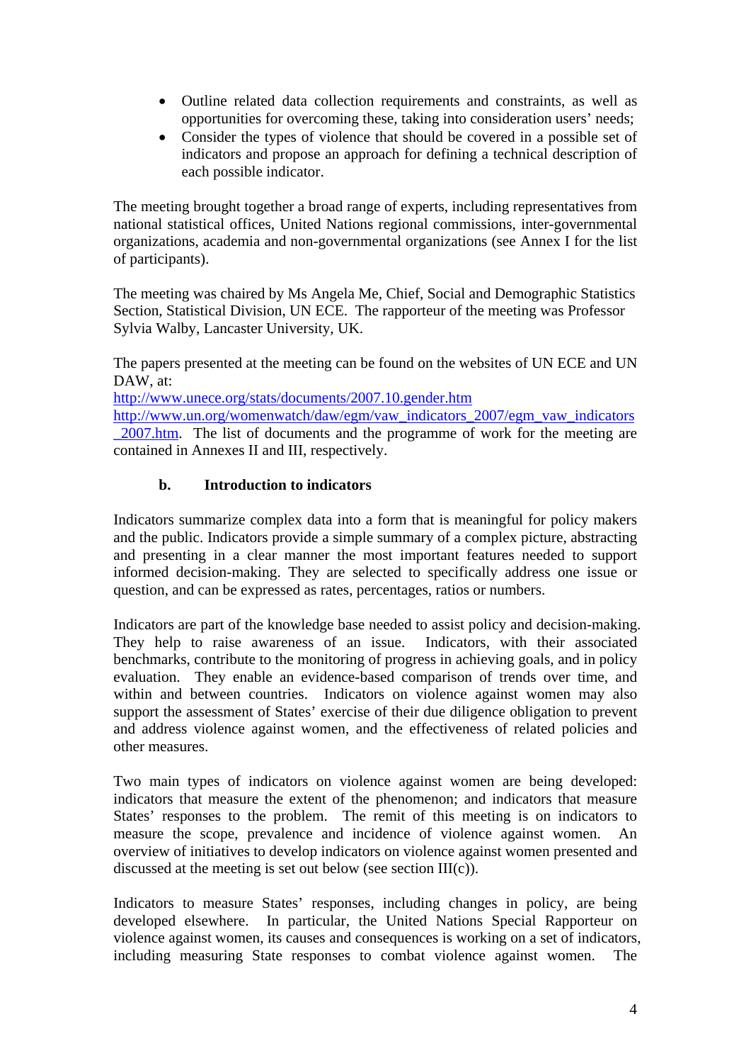- Outline related data collection requirements and constraints, as well as opportunities for overcoming these, taking into consideration users' needs;
- Consider the types of violence that should be covered in a possible set of indicators and propose an approach for defining a technical description of each possible indicator.

The meeting brought together a broad range of experts, including representatives from national statistical offices, United Nations regional commissions, inter-governmental organizations, academia and non-governmental organizations (see Annex I for the list of participants).

The meeting was chaired by Ms Angela Me, Chief, Social and Demographic Statistics Section, Statistical Division, UN ECE. The rapporteur of the meeting was Professor Sylvia Walby, Lancaster University, UK.

The papers presented at the meeting can be found on the websites of UN ECE and UN DAW, at:
http://www.unece.org/stats/documents/2007.10.gender.htm
http://www.un.org/womenwatch/daw/egm/vaw_indicators_2007/egm_vaw_indicators_2007.htm. The list of documents and the programme of work for the meeting are contained in Annexes II and III, respectively.

### b. Introduction to indicators

Indicators summarize complex data into a form that is meaningful for policy makers and the public. Indicators provide a simple summary of a complex picture, abstracting and presenting in a clear manner the most important features needed to support informed decision-making. They are selected to specifically address one issue or question, and can be expressed as rates, percentages, ratios or numbers.

Indicators are part of the knowledge base needed to assist policy and decision-making. They help to raise awareness of an issue. Indicators, with their associated benchmarks, contribute to the monitoring of progress in achieving goals, and in policy evaluation. They enable an evidence-based comparison of trends over time, and within and between countries. Indicators on violence against women may also support the assessment of States' exercise of their due diligence obligation to prevent and address violence against women, and the effectiveness of related policies and other measures.

Two main types of indicators on violence against women are being developed: indicators that measure the extent of the phenomenon; and indicators that measure States' responses to the problem. The remit of this meeting is on indicators to measure the scope, prevalence and incidence of violence against women. An overview of initiatives to develop indicators on violence against women presented and discussed at the meeting is set out below (see section III(c)).

Indicators to measure States' responses, including changes in policy, are being developed elsewhere. In particular, the United Nations Special Rapporteur on violence against women, its causes and consequences is working on a set of indicators, including measuring State responses to combat violence against women. The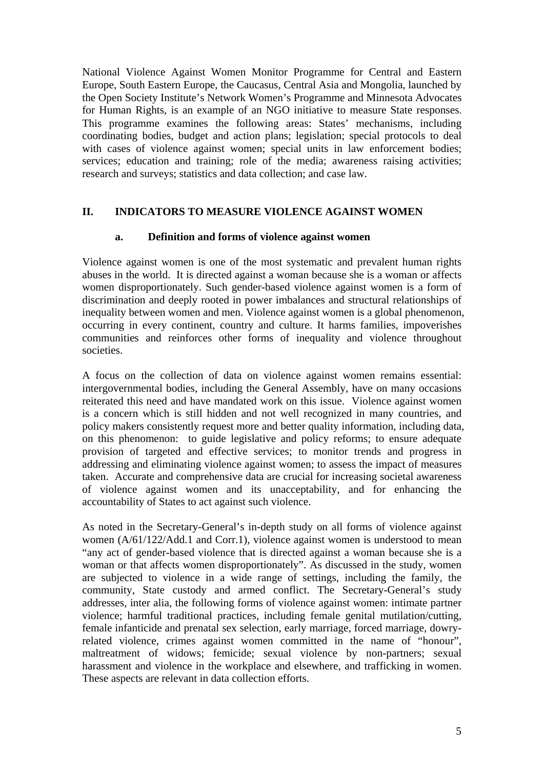National Violence Against Women Monitor Programme for Central and Eastern Europe, South Eastern Europe, the Caucasus, Central Asia and Mongolia, launched by the Open Society Institute's Network Women's Programme and Minnesota Advocates for Human Rights, is an example of an NGO initiative to measure State responses. This programme examines the following areas: States' mechanisms, including coordinating bodies, budget and action plans; legislation; special protocols to deal with cases of violence against women; special units in law enforcement bodies; services; education and training; role of the media; awareness raising activities; research and surveys; statistics and data collection; and case law.

## II. INDICATORS TO MEASURE VIOLENCE AGAINST WOMEN

### a. Definition and forms of violence against women

Violence against women is one of the most systematic and prevalent human rights abuses in the world. It is directed against a woman because she is a woman or affects women disproportionately. Such gender-based violence against women is a form of discrimination and deeply rooted in power imbalances and structural relationships of inequality between women and men. Violence against women is a global phenomenon, occurring in every continent, country and culture. It harms families, impoverishes communities and reinforces other forms of inequality and violence throughout societies.

A focus on the collection of data on violence against women remains essential: intergovernmental bodies, including the General Assembly, have on many occasions reiterated this need and have mandated work on this issue. Violence against women is a concern which is still hidden and not well recognized in many countries, and policy makers consistently request more and better quality information, including data, on this phenomenon: to guide legislative and policy reforms; to ensure adequate provision of targeted and effective services; to monitor trends and progress in addressing and eliminating violence against women; to assess the impact of measures taken. Accurate and comprehensive data are crucial for increasing societal awareness of violence against women and its unacceptability, and for enhancing the accountability of States to act against such violence.

As noted in the Secretary-General's in-depth study on all forms of violence against women (A/61/122/Add.1 and Corr.1), violence against women is understood to mean "any act of gender-based violence that is directed against a woman because she is a woman or that affects women disproportionately". As discussed in the study, women are subjected to violence in a wide range of settings, including the family, the community, State custody and armed conflict. The Secretary-General's study addresses, inter alia, the following forms of violence against women: intimate partner violence; harmful traditional practices, including female genital mutilation/cutting, female infanticide and prenatal sex selection, early marriage, forced marriage, dowry-related violence, crimes against women committed in the name of "honour", maltreatment of widows; femicide; sexual violence by non-partners; sexual harassment and violence in the workplace and elsewhere, and trafficking in women. These aspects are relevant in data collection efforts.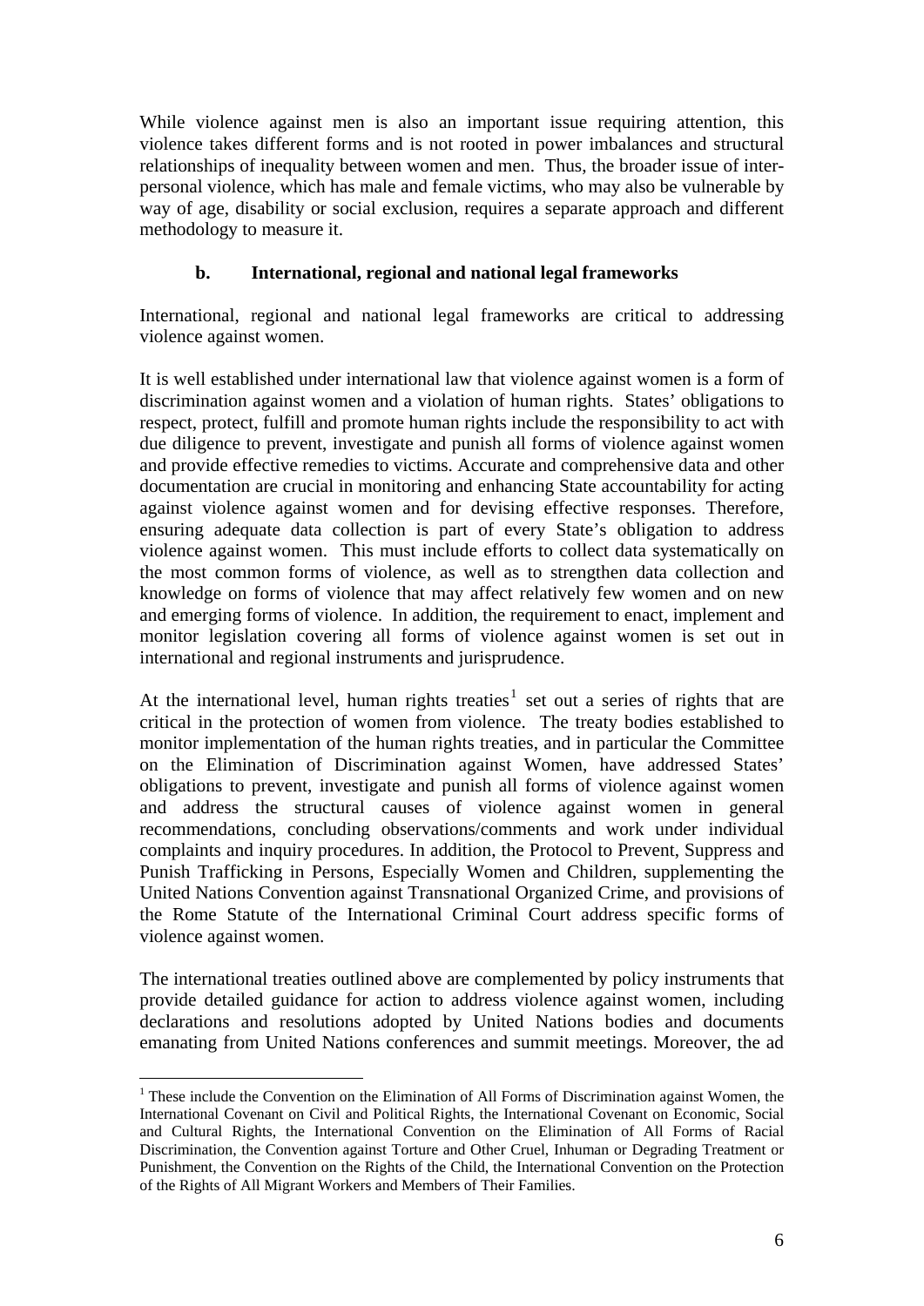While violence against men is also an important issue requiring attention, this violence takes different forms and is not rooted in power imbalances and structural relationships of inequality between women and men. Thus, the broader issue of inter-personal violence, which has male and female victims, who may also be vulnerable by way of age, disability or social exclusion, requires a separate approach and different methodology to measure it.

### b. International, regional and national legal frameworks

International, regional and national legal frameworks are critical to addressing violence against women.

It is well established under international law that violence against women is a form of discrimination against women and a violation of human rights. States' obligations to respect, protect, fulfill and promote human rights include the responsibility to act with due diligence to prevent, investigate and punish all forms of violence against women and provide effective remedies to victims. Accurate and comprehensive data and other documentation are crucial in monitoring and enhancing State accountability for acting against violence against women and for devising effective responses. Therefore, ensuring adequate data collection is part of every State's obligation to address violence against women. This must include efforts to collect data systematically on the most common forms of violence, as well as to strengthen data collection and knowledge on forms of violence that may affect relatively few women and on new and emerging forms of violence. In addition, the requirement to enact, implement and monitor legislation covering all forms of violence against women is set out in international and regional instruments and jurisprudence.

At the international level, human rights treaties[1] set out a series of rights that are critical in the protection of women from violence. The treaty bodies established to monitor implementation of the human rights treaties, and in particular the Committee on the Elimination of Discrimination against Women, have addressed States' obligations to prevent, investigate and punish all forms of violence against women and address the structural causes of violence against women in general recommendations, concluding observations/comments and work under individual complaints and inquiry procedures. In addition, the Protocol to Prevent, Suppress and Punish Trafficking in Persons, Especially Women and Children, supplementing the United Nations Convention against Transnational Organized Crime, and provisions of the Rome Statute of the International Criminal Court address specific forms of violence against women.

The international treaties outlined above are complemented by policy instruments that provide detailed guidance for action to address violence against women, including declarations and resolutions adopted by United Nations bodies and documents emanating from United Nations conferences and summit meetings. Moreover, the ad

---

[1] These include the Convention on the Elimination of All Forms of Discrimination against Women, the International Covenant on Civil and Political Rights, the International Covenant on Economic, Social and Cultural Rights, the International Convention on the Elimination of All Forms of Racial Discrimination, the Convention against Torture and Other Cruel, Inhuman or Degrading Treatment or Punishment, the Convention on the Rights of the Child, the International Convention on the Protection of the Rights of All Migrant Workers and Members of Their Families.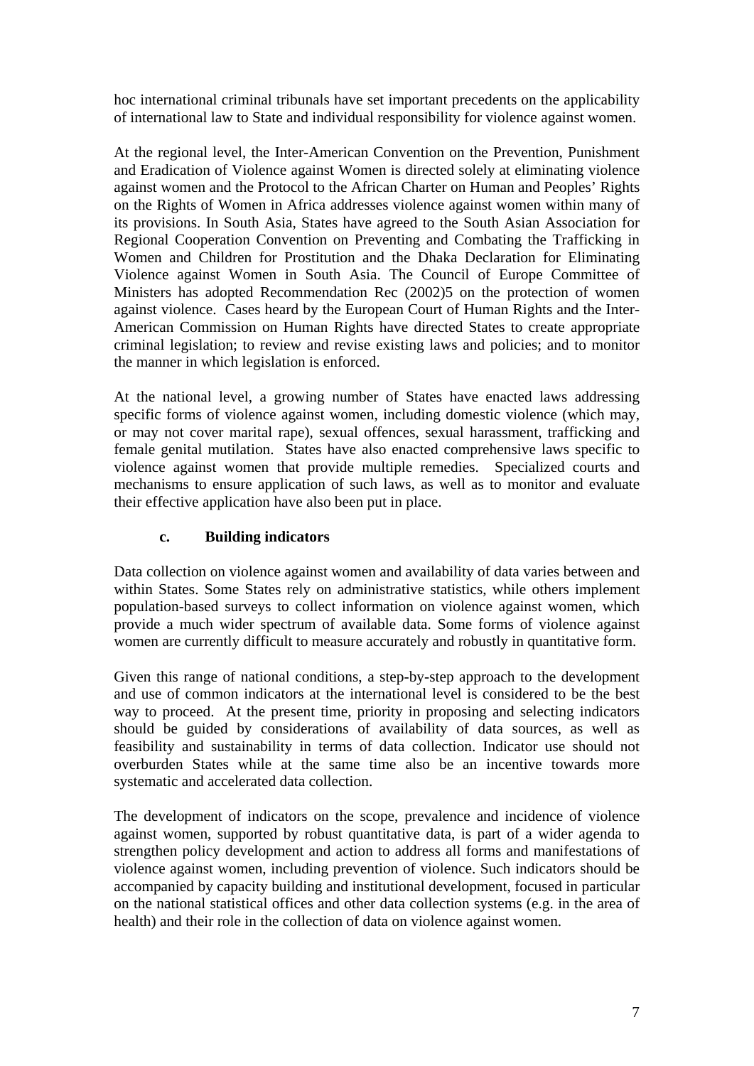hoc international criminal tribunals have set important precedents on the applicability of international law to State and individual responsibility for violence against women.

At the regional level, the Inter-American Convention on the Prevention, Punishment and Eradication of Violence against Women is directed solely at eliminating violence against women and the Protocol to the African Charter on Human and Peoples' Rights on the Rights of Women in Africa addresses violence against women within many of its provisions. In South Asia, States have agreed to the South Asian Association for Regional Cooperation Convention on Preventing and Combating the Trafficking in Women and Children for Prostitution and the Dhaka Declaration for Eliminating Violence against Women in South Asia. The Council of Europe Committee of Ministers has adopted Recommendation Rec (2002)5 on the protection of women against violence. Cases heard by the European Court of Human Rights and the Inter-American Commission on Human Rights have directed States to create appropriate criminal legislation; to review and revise existing laws and policies; and to monitor the manner in which legislation is enforced.

At the national level, a growing number of States have enacted laws addressing specific forms of violence against women, including domestic violence (which may, or may not cover marital rape), sexual offences, sexual harassment, trafficking and female genital mutilation. States have also enacted comprehensive laws specific to violence against women that provide multiple remedies. Specialized courts and mechanisms to ensure application of such laws, as well as to monitor and evaluate their effective application have also been put in place.

### c. Building indicators

Data collection on violence against women and availability of data varies between and within States. Some States rely on administrative statistics, while others implement population-based surveys to collect information on violence against women, which provide a much wider spectrum of available data. Some forms of violence against women are currently difficult to measure accurately and robustly in quantitative form.

Given this range of national conditions, a step-by-step approach to the development and use of common indicators at the international level is considered to be the best way to proceed. At the present time, priority in proposing and selecting indicators should be guided by considerations of availability of data sources, as well as feasibility and sustainability in terms of data collection. Indicator use should not overburden States while at the same time also be an incentive towards more systematic and accelerated data collection.

The development of indicators on the scope, prevalence and incidence of violence against women, supported by robust quantitative data, is part of a wider agenda to strengthen policy development and action to address all forms and manifestations of violence against women, including prevention of violence. Such indicators should be accompanied by capacity building and institutional development, focused in particular on the national statistical offices and other data collection systems (e.g. in the area of health) and their role in the collection of data on violence against women.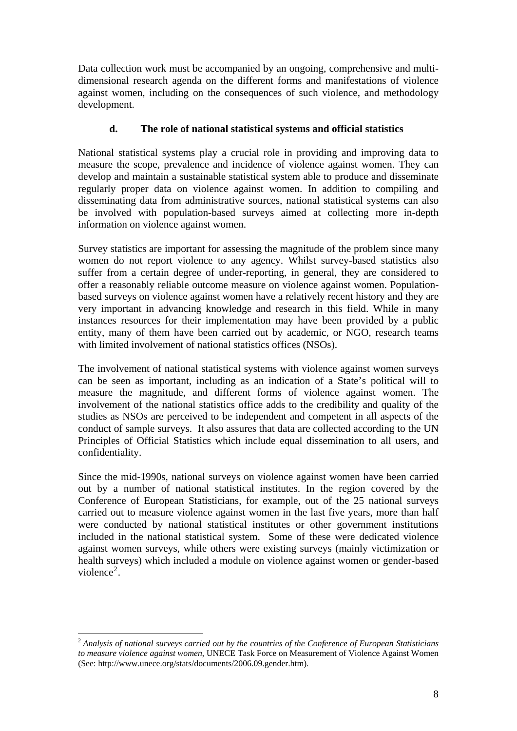Data collection work must be accompanied by an ongoing, comprehensive and multi-dimensional research agenda on the different forms and manifestations of violence against women, including on the consequences of such violence, and methodology development.

### d. The role of national statistical systems and official statistics

National statistical systems play a crucial role in providing and improving data to measure the scope, prevalence and incidence of violence against women. They can develop and maintain a sustainable statistical system able to produce and disseminate regularly proper data on violence against women. In addition to compiling and disseminating data from administrative sources, national statistical systems can also be involved with population-based surveys aimed at collecting more in-depth information on violence against women.

Survey statistics are important for assessing the magnitude of the problem since many women do not report violence to any agency. Whilst survey-based statistics also suffer from a certain degree of under-reporting, in general, they are considered to offer a reasonably reliable outcome measure on violence against women. Population-based surveys on violence against women have a relatively recent history and they are very important in advancing knowledge and research in this field. While in many instances resources for their implementation may have been provided by a public entity, many of them have been carried out by academic, or NGO, research teams with limited involvement of national statistics offices (NSOs).

The involvement of national statistical systems with violence against women surveys can be seen as important, including as an indication of a State's political will to measure the magnitude, and different forms of violence against women. The involvement of the national statistics office adds to the credibility and quality of the studies as NSOs are perceived to be independent and competent in all aspects of the conduct of sample surveys. It also assures that data are collected according to the UN Principles of Official Statistics which include equal dissemination to all users, and confidentiality.

Since the mid-1990s, national surveys on violence against women have been carried out by a number of national statistical institutes. In the region covered by the Conference of European Statisticians, for example, out of the 25 national surveys carried out to measure violence against women in the last five years, more than half were conducted by national statistical institutes or other government institutions included in the national statistical system. Some of these were dedicated violence against women surveys, while others were existing surveys (mainly victimization or health surveys) which included a module on violence against women or gender-based violence[2].

---

[2] *Analysis of national surveys carried out by the countries of the Conference of European Statisticians to measure violence against women*, UNECE Task Force on Measurement of Violence Against Women (See: http://www.unece.org/stats/documents/2006.09.gender.htm).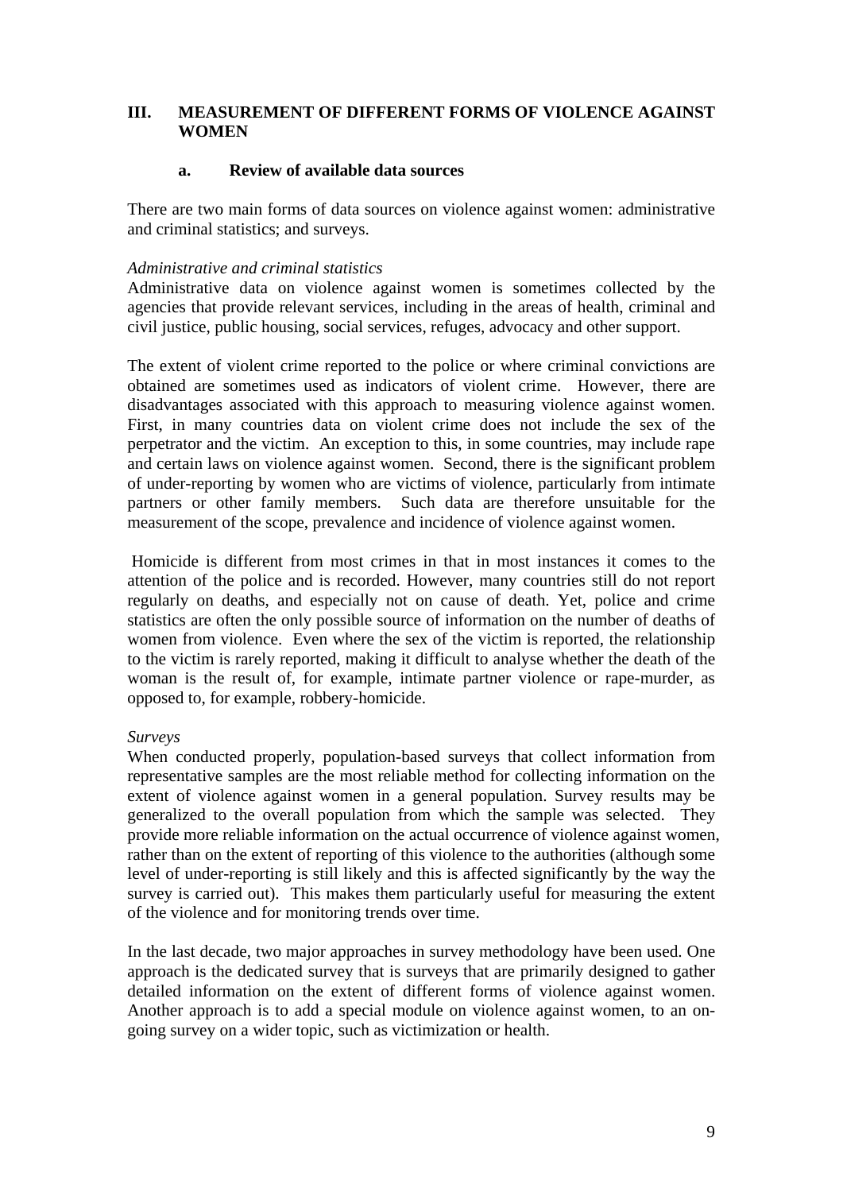# III. MEASUREMENT OF DIFFERENT FORMS OF VIOLENCE AGAINST WOMEN

## a. Review of available data sources

There are two main forms of data sources on violence against women: administrative and criminal statistics; and surveys.

*Administrative and criminal statistics*

Administrative data on violence against women is sometimes collected by the agencies that provide relevant services, including in the areas of health, criminal and civil justice, public housing, social services, refuges, advocacy and other support.

The extent of violent crime reported to the police or where criminal convictions are obtained are sometimes used as indicators of violent crime. However, there are disadvantages associated with this approach to measuring violence against women. First, in many countries data on violent crime does not include the sex of the perpetrator and the victim. An exception to this, in some countries, may include rape and certain laws on violence against women. Second, there is the significant problem of under-reporting by women who are victims of violence, particularly from intimate partners or other family members. Such data are therefore unsuitable for the measurement of the scope, prevalence and incidence of violence against women.

Homicide is different from most crimes in that in most instances it comes to the attention of the police and is recorded. However, many countries still do not report regularly on deaths, and especially not on cause of death. Yet, police and crime statistics are often the only possible source of information on the number of deaths of women from violence. Even where the sex of the victim is reported, the relationship to the victim is rarely reported, making it difficult to analyse whether the death of the woman is the result of, for example, intimate partner violence or rape-murder, as opposed to, for example, robbery-homicide.

*Surveys*

When conducted properly, population-based surveys that collect information from representative samples are the most reliable method for collecting information on the extent of violence against women in a general population. Survey results may be generalized to the overall population from which the sample was selected. They provide more reliable information on the actual occurrence of violence against women, rather than on the extent of reporting of this violence to the authorities (although some level of under-reporting is still likely and this is affected significantly by the way the survey is carried out). This makes them particularly useful for measuring the extent of the violence and for monitoring trends over time.

In the last decade, two major approaches in survey methodology have been used. One approach is the dedicated survey that is surveys that are primarily designed to gather detailed information on the extent of different forms of violence against women. Another approach is to add a special module on violence against women, to an on-going survey on a wider topic, such as victimization or health.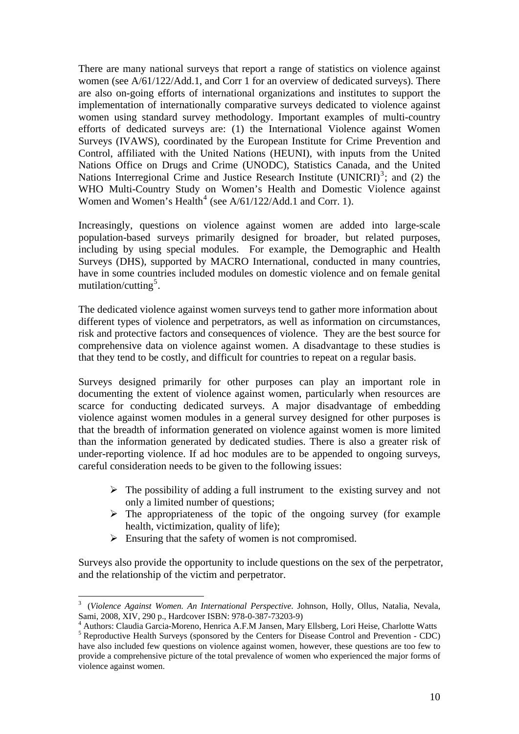There are many national surveys that report a range of statistics on violence against women (see A/61/122/Add.1, and Corr 1 for an overview of dedicated surveys). There are also on-going efforts of international organizations and institutes to support the implementation of internationally comparative surveys dedicated to violence against women using standard survey methodology. Important examples of multi-country efforts of dedicated surveys are: (1) the International Violence against Women Surveys (IVAWS), coordinated by the European Institute for Crime Prevention and Control, affiliated with the United Nations (HEUNI), with inputs from the United Nations Office on Drugs and Crime (UNODC), Statistics Canada, and the United Nations Interregional Crime and Justice Research Institute (UNICRI)[3]; and (2) the WHO Multi-Country Study on Women's Health and Domestic Violence against Women and Women's Health[4] (see A/61/122/Add.1 and Corr. 1).

Increasingly, questions on violence against women are added into large-scale population-based surveys primarily designed for broader, but related purposes, including by using special modules. For example, the Demographic and Health Surveys (DHS), supported by MACRO International, conducted in many countries, have in some countries included modules on domestic violence and on female genital mutilation/cutting[5].

The dedicated violence against women surveys tend to gather more information about different types of violence and perpetrators, as well as information on circumstances, risk and protective factors and consequences of violence. They are the best source for comprehensive data on violence against women. A disadvantage to these studies is that they tend to be costly, and difficult for countries to repeat on a regular basis.

Surveys designed primarily for other purposes can play an important role in documenting the extent of violence against women, particularly when resources are scarce for conducting dedicated surveys. A major disadvantage of embedding violence against women modules in a general survey designed for other purposes is that the breadth of information generated on violence against women is more limited than the information generated by dedicated studies. There is also a greater risk of under-reporting violence. If ad hoc modules are to be appended to ongoing surveys, careful consideration needs to be given to the following issues:

- The possibility of adding a full instrument to the existing survey and not only a limited number of questions;
- The appropriateness of the topic of the ongoing survey (for example health, victimization, quality of life);
- Ensuring that the safety of women is not compromised.

Surveys also provide the opportunity to include questions on the sex of the perpetrator, and the relationship of the victim and perpetrator.

---

[3] (*Violence Against Women. An International Perspective.* Johnson, Holly, Ollus, Natalia, Nevala, Sami, 2008, XIV, 290 p., Hardcover ISBN: 978-0-387-73203-9)

[4] Authors: Claudia Garcia-Moreno, Henrica A.F.M Jansen, Mary Ellsberg, Lori Heise, Charlotte Watts

[5] Reproductive Health Surveys (sponsored by the Centers for Disease Control and Prevention - CDC) have also included few questions on violence against women, however, these questions are too few to provide a comprehensive picture of the total prevalence of women who experienced the major forms of violence against women.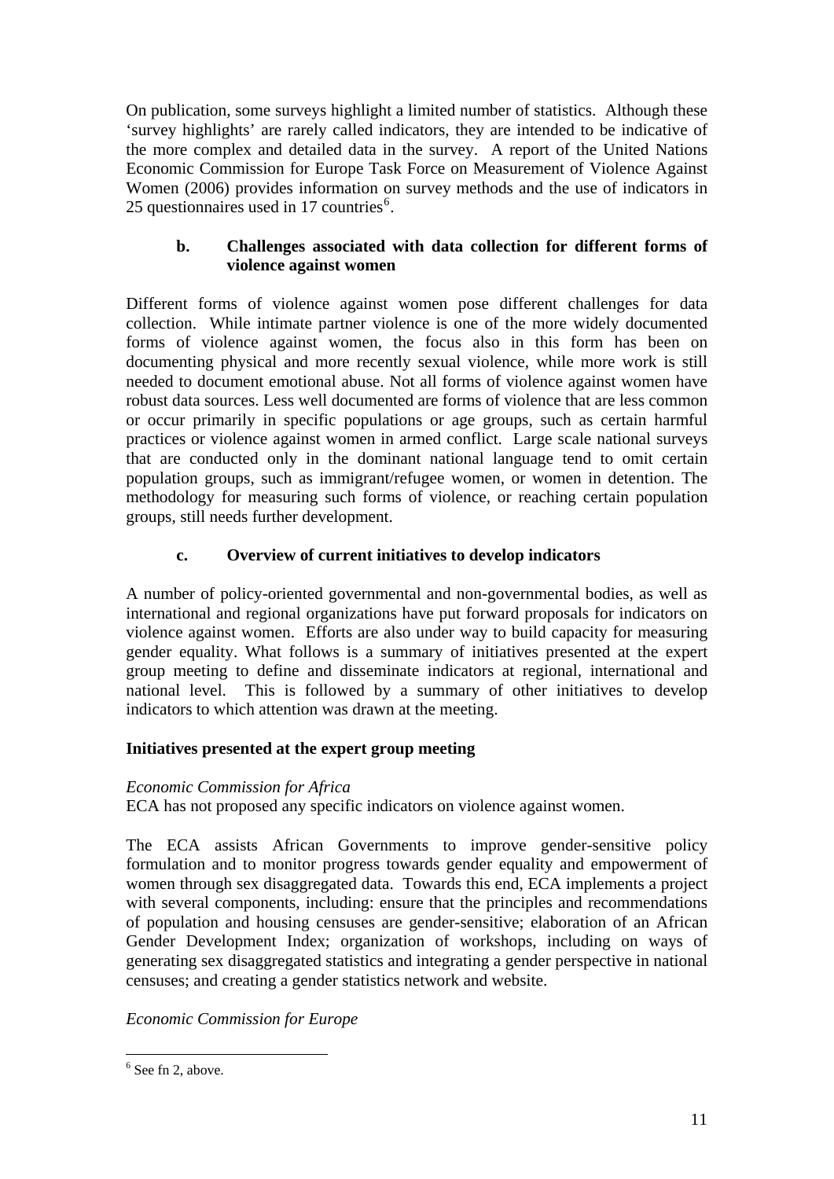On publication, some surveys highlight a limited number of statistics. Although these 'survey highlights' are rarely called indicators, they are intended to be indicative of the more complex and detailed data in the survey. A report of the United Nations Economic Commission for Europe Task Force on Measurement of Violence Against Women (2006) provides information on survey methods and the use of indicators in 25 questionnaires used in 17 countries[6].

### b. Challenges associated with data collection for different forms of violence against women

Different forms of violence against women pose different challenges for data collection. While intimate partner violence is one of the more widely documented forms of violence against women, the focus also in this form has been on documenting physical and more recently sexual violence, while more work is still needed to document emotional abuse. Not all forms of violence against women have robust data sources. Less well documented are forms of violence that are less common or occur primarily in specific populations or age groups, such as certain harmful practices or violence against women in armed conflict. Large scale national surveys that are conducted only in the dominant national language tend to omit certain population groups, such as immigrant/refugee women, or women in detention. The methodology for measuring such forms of violence, or reaching certain population groups, still needs further development.

### c. Overview of current initiatives to develop indicators

A number of policy-oriented governmental and non-governmental bodies, as well as international and regional organizations have put forward proposals for indicators on violence against women. Efforts are also under way to build capacity for measuring gender equality. What follows is a summary of initiatives presented at the expert group meeting to define and disseminate indicators at regional, international and national level. This is followed by a summary of other initiatives to develop indicators to which attention was drawn at the meeting.

**Initiatives presented at the expert group meeting**

*Economic Commission for Africa*
ECA has not proposed any specific indicators on violence against women.

The ECA assists African Governments to improve gender-sensitive policy formulation and to monitor progress towards gender equality and empowerment of women through sex disaggregated data. Towards this end, ECA implements a project with several components, including: ensure that the principles and recommendations of population and housing censuses are gender-sensitive; elaboration of an African Gender Development Index; organization of workshops, including on ways of generating sex disaggregated statistics and integrating a gender perspective in national censuses; and creating a gender statistics network and website.

*Economic Commission for Europe*

[6] See fn 2, above.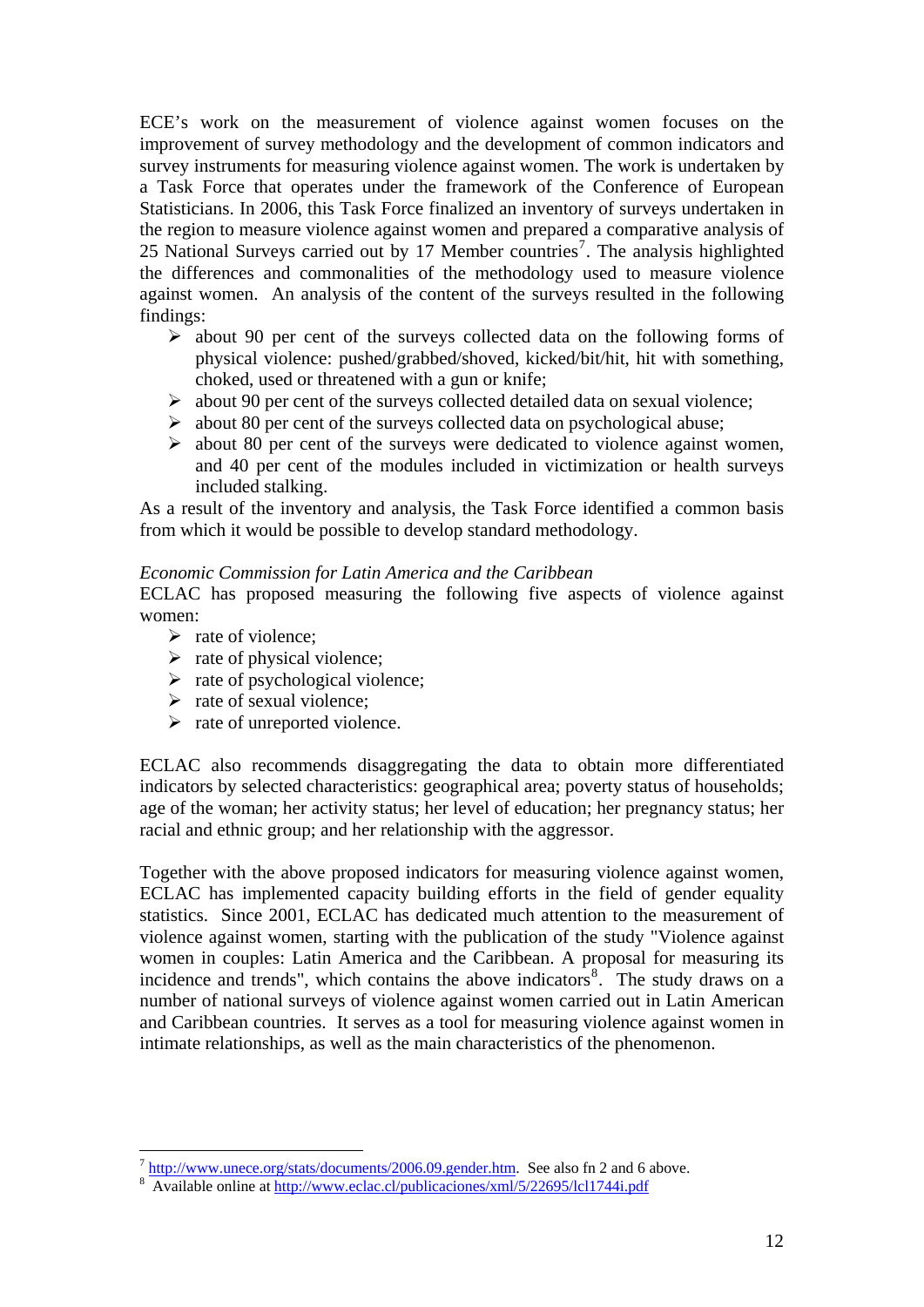ECE's work on the measurement of violence against women focuses on the improvement of survey methodology and the development of common indicators and survey instruments for measuring violence against women. The work is undertaken by a Task Force that operates under the framework of the Conference of European Statisticians. In 2006, this Task Force finalized an inventory of surveys undertaken in the region to measure violence against women and prepared a comparative analysis of 25 National Surveys carried out by 17 Member countries[7]. The analysis highlighted the differences and commonalities of the methodology used to measure violence against women. An analysis of the content of the surveys resulted in the following findings:

- about 90 per cent of the surveys collected data on the following forms of physical violence: pushed/grabbed/shoved, kicked/bit/hit, hit with something, choked, used or threatened with a gun or knife;
- about 90 per cent of the surveys collected detailed data on sexual violence;
- about 80 per cent of the surveys collected data on psychological abuse;
- about 80 per cent of the surveys were dedicated to violence against women, and 40 per cent of the modules included in victimization or health surveys included stalking.

As a result of the inventory and analysis, the Task Force identified a common basis from which it would be possible to develop standard methodology.

*Economic Commission for Latin America and the Caribbean*

ECLAC has proposed measuring the following five aspects of violence against women:

- rate of violence;
- rate of physical violence;
- rate of psychological violence;
- rate of sexual violence;
- rate of unreported violence.

ECLAC also recommends disaggregating the data to obtain more differentiated indicators by selected characteristics: geographical area; poverty status of households; age of the woman; her activity status; her level of education; her pregnancy status; her racial and ethnic group; and her relationship with the aggressor.

Together with the above proposed indicators for measuring violence against women, ECLAC has implemented capacity building efforts in the field of gender equality statistics. Since 2001, ECLAC has dedicated much attention to the measurement of violence against women, starting with the publication of the study "Violence against women in couples: Latin America and the Caribbean. A proposal for measuring its incidence and trends", which contains the above indicators[8]. The study draws on a number of national surveys of violence against women carried out in Latin American and Caribbean countries. It serves as a tool for measuring violence against women in intimate relationships, as well as the main characteristics of the phenomenon.

---

[7] http://www.unece.org/stats/documents/2006.09.gender.htm. See also fn 2 and 6 above.

[8] Available online at http://www.eclac.cl/publicaciones/xml/5/22695/lcl1744i.pdf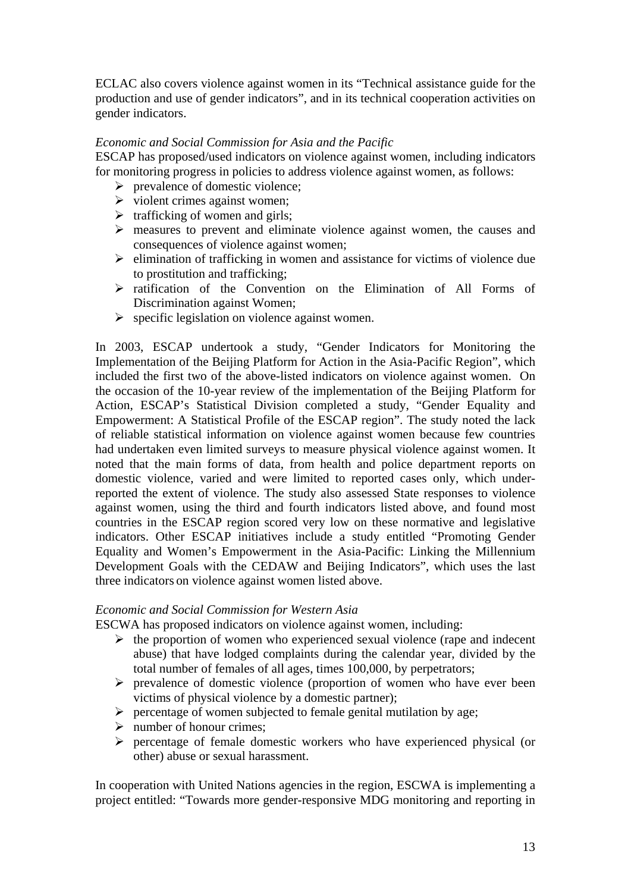ECLAC also covers violence against women in its "Technical assistance guide for the production and use of gender indicators", and in its technical cooperation activities on gender indicators.

*Economic and Social Commission for Asia and the Pacific*

ESCAP has proposed/used indicators on violence against women, including indicators for monitoring progress in policies to address violence against women, as follows:

- prevalence of domestic violence;
- violent crimes against women;
- trafficking of women and girls;
- measures to prevent and eliminate violence against women, the causes and consequences of violence against women;
- elimination of trafficking in women and assistance for victims of violence due to prostitution and trafficking;
- ratification of the Convention on the Elimination of All Forms of Discrimination against Women;
- specific legislation on violence against women.

In 2003, ESCAP undertook a study, "Gender Indicators for Monitoring the Implementation of the Beijing Platform for Action in the Asia-Pacific Region", which included the first two of the above-listed indicators on violence against women. On the occasion of the 10-year review of the implementation of the Beijing Platform for Action, ESCAP's Statistical Division completed a study, "Gender Equality and Empowerment: A Statistical Profile of the ESCAP region". The study noted the lack of reliable statistical information on violence against women because few countries had undertaken even limited surveys to measure physical violence against women. It noted that the main forms of data, from health and police department reports on domestic violence, varied and were limited to reported cases only, which under-reported the extent of violence. The study also assessed State responses to violence against women, using the third and fourth indicators listed above, and found most countries in the ESCAP region scored very low on these normative and legislative indicators. Other ESCAP initiatives include a study entitled "Promoting Gender Equality and Women's Empowerment in the Asia-Pacific: Linking the Millennium Development Goals with the CEDAW and Beijing Indicators", which uses the last three indicators on violence against women listed above.

*Economic and Social Commission for Western Asia*

ESCWA has proposed indicators on violence against women, including:

- the proportion of women who experienced sexual violence (rape and indecent abuse) that have lodged complaints during the calendar year, divided by the total number of females of all ages, times 100,000, by perpetrators;
- prevalence of domestic violence (proportion of women who have ever been victims of physical violence by a domestic partner);
- percentage of women subjected to female genital mutilation by age;
- number of honour crimes;
- percentage of female domestic workers who have experienced physical (or other) abuse or sexual harassment.

In cooperation with United Nations agencies in the region, ESCWA is implementing a project entitled: "Towards more gender-responsive MDG monitoring and reporting in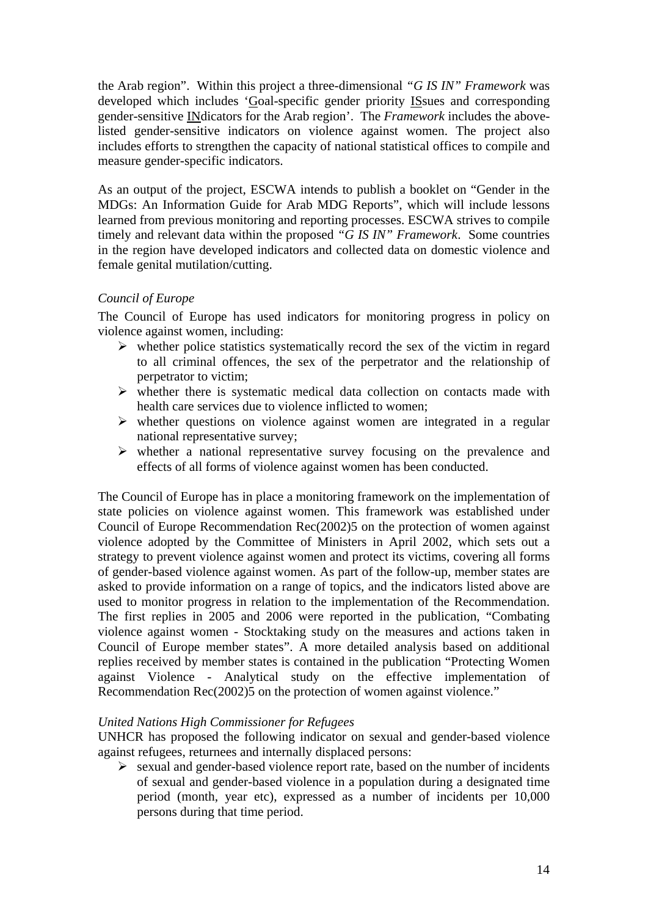the Arab region". Within this project a three-dimensional *"G IS IN" Framework* was developed which includes 'Goal-specific gender priority ISsues and corresponding gender-sensitive INdicators for the Arab region'. The *Framework* includes the above-listed gender-sensitive indicators on violence against women. The project also includes efforts to strengthen the capacity of national statistical offices to compile and measure gender-specific indicators.

As an output of the project, ESCWA intends to publish a booklet on "Gender in the MDGs: An Information Guide for Arab MDG Reports", which will include lessons learned from previous monitoring and reporting processes. ESCWA strives to compile timely and relevant data within the proposed *"G IS IN" Framework*. Some countries in the region have developed indicators and collected data on domestic violence and female genital mutilation/cutting.

*Council of Europe*

The Council of Europe has used indicators for monitoring progress in policy on violence against women, including:

- whether police statistics systematically record the sex of the victim in regard to all criminal offences, the sex of the perpetrator and the relationship of perpetrator to victim;
- whether there is systematic medical data collection on contacts made with health care services due to violence inflicted to women;
- whether questions on violence against women are integrated in a regular national representative survey;
- whether a national representative survey focusing on the prevalence and effects of all forms of violence against women has been conducted.

The Council of Europe has in place a monitoring framework on the implementation of state policies on violence against women. This framework was established under Council of Europe Recommendation Rec(2002)5 on the protection of women against violence adopted by the Committee of Ministers in April 2002, which sets out a strategy to prevent violence against women and protect its victims, covering all forms of gender-based violence against women. As part of the follow-up, member states are asked to provide information on a range of topics, and the indicators listed above are used to monitor progress in relation to the implementation of the Recommendation. The first replies in 2005 and 2006 were reported in the publication, "Combating violence against women - Stocktaking study on the measures and actions taken in Council of Europe member states". A more detailed analysis based on additional replies received by member states is contained in the publication "Protecting Women against Violence - Analytical study on the effective implementation of Recommendation Rec(2002)5 on the protection of women against violence."

*United Nations High Commissioner for Refugees*

UNHCR has proposed the following indicator on sexual and gender-based violence against refugees, returnees and internally displaced persons:

- sexual and gender-based violence report rate, based on the number of incidents of sexual and gender-based violence in a population during a designated time period (month, year etc), expressed as a number of incidents per 10,000 persons during that time period.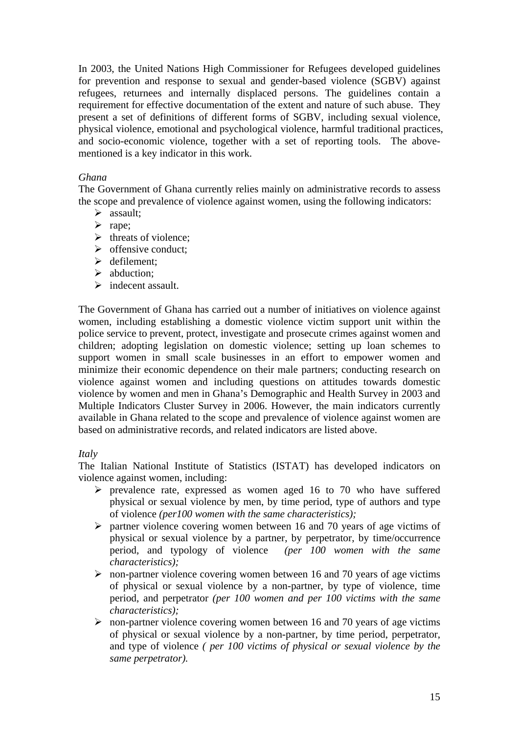In 2003, the United Nations High Commissioner for Refugees developed guidelines for prevention and response to sexual and gender-based violence (SGBV) against refugees, returnees and internally displaced persons. The guidelines contain a requirement for effective documentation of the extent and nature of such abuse. They present a set of definitions of different forms of SGBV, including sexual violence, physical violence, emotional and psychological violence, harmful traditional practices, and socio-economic violence, together with a set of reporting tools. The above-mentioned is a key indicator in this work.

*Ghana*

The Government of Ghana currently relies mainly on administrative records to assess the scope and prevalence of violence against women, using the following indicators:

- assault;
- rape;
- threats of violence;
- offensive conduct;
- defilement;
- abduction;
- indecent assault.

The Government of Ghana has carried out a number of initiatives on violence against women, including establishing a domestic violence victim support unit within the police service to prevent, protect, investigate and prosecute crimes against women and children; adopting legislation on domestic violence; setting up loan schemes to support women in small scale businesses in an effort to empower women and minimize their economic dependence on their male partners; conducting research on violence against women and including questions on attitudes towards domestic violence by women and men in Ghana's Demographic and Health Survey in 2003 and Multiple Indicators Cluster Survey in 2006. However, the main indicators currently available in Ghana related to the scope and prevalence of violence against women are based on administrative records, and related indicators are listed above.

*Italy*

The Italian National Institute of Statistics (ISTAT) has developed indicators on violence against women, including:

- prevalence rate, expressed as women aged 16 to 70 who have suffered physical or sexual violence by men, by time period, type of authors and type of violence *(per100 women with the same characteristics);*
- partner violence covering women between 16 and 70 years of age victims of physical or sexual violence by a partner, by perpetrator, by time/occurrence period, and typology of violence *(per 100 women with the same characteristics);*
- non-partner violence covering women between 16 and 70 years of age victims of physical or sexual violence by a non-partner, by type of violence, time period, and perpetrator *(per 100 women and per 100 victims with the same characteristics);*
- non-partner violence covering women between 16 and 70 years of age victims of physical or sexual violence by a non-partner, by time period, perpetrator, and type of violence *( per 100 victims of physical or sexual violence by the same perpetrator).*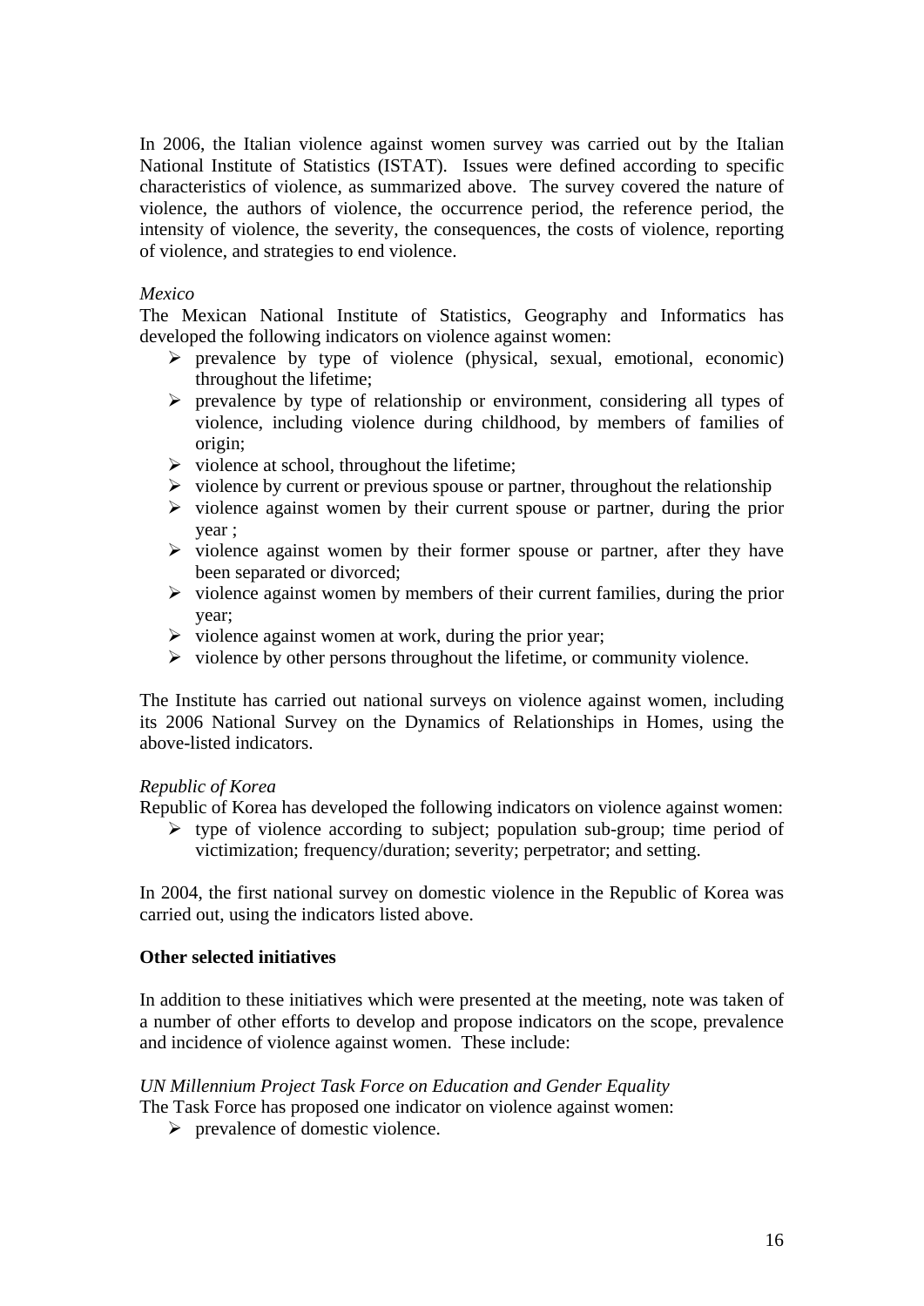In 2006, the Italian violence against women survey was carried out by the Italian National Institute of Statistics (ISTAT). Issues were defined according to specific characteristics of violence, as summarized above. The survey covered the nature of violence, the authors of violence, the occurrence period, the reference period, the intensity of violence, the severity, the consequences, the costs of violence, reporting of violence, and strategies to end violence.

*Mexico*

The Mexican National Institute of Statistics, Geography and Informatics has developed the following indicators on violence against women:

- prevalence by type of violence (physical, sexual, emotional, economic) throughout the lifetime;
- prevalence by type of relationship or environment, considering all types of violence, including violence during childhood, by members of families of origin;
- violence at school, throughout the lifetime;
- violence by current or previous spouse or partner, throughout the relationship
- violence against women by their current spouse or partner, during the prior year ;
- violence against women by their former spouse or partner, after they have been separated or divorced;
- violence against women by members of their current families, during the prior year;
- violence against women at work, during the prior year;
- violence by other persons throughout the lifetime, or community violence.

The Institute has carried out national surveys on violence against women, including its 2006 National Survey on the Dynamics of Relationships in Homes, using the above-listed indicators.

*Republic of Korea*

Republic of Korea has developed the following indicators on violence against women:

- type of violence according to subject; population sub-group; time period of victimization; frequency/duration; severity; perpetrator; and setting.

In 2004, the first national survey on domestic violence in the Republic of Korea was carried out, using the indicators listed above.

**Other selected initiatives**

In addition to these initiatives which were presented at the meeting, note was taken of a number of other efforts to develop and propose indicators on the scope, prevalence and incidence of violence against women. These include:

*UN Millennium Project Task Force on Education and Gender Equality*

The Task Force has proposed one indicator on violence against women:

- prevalence of domestic violence.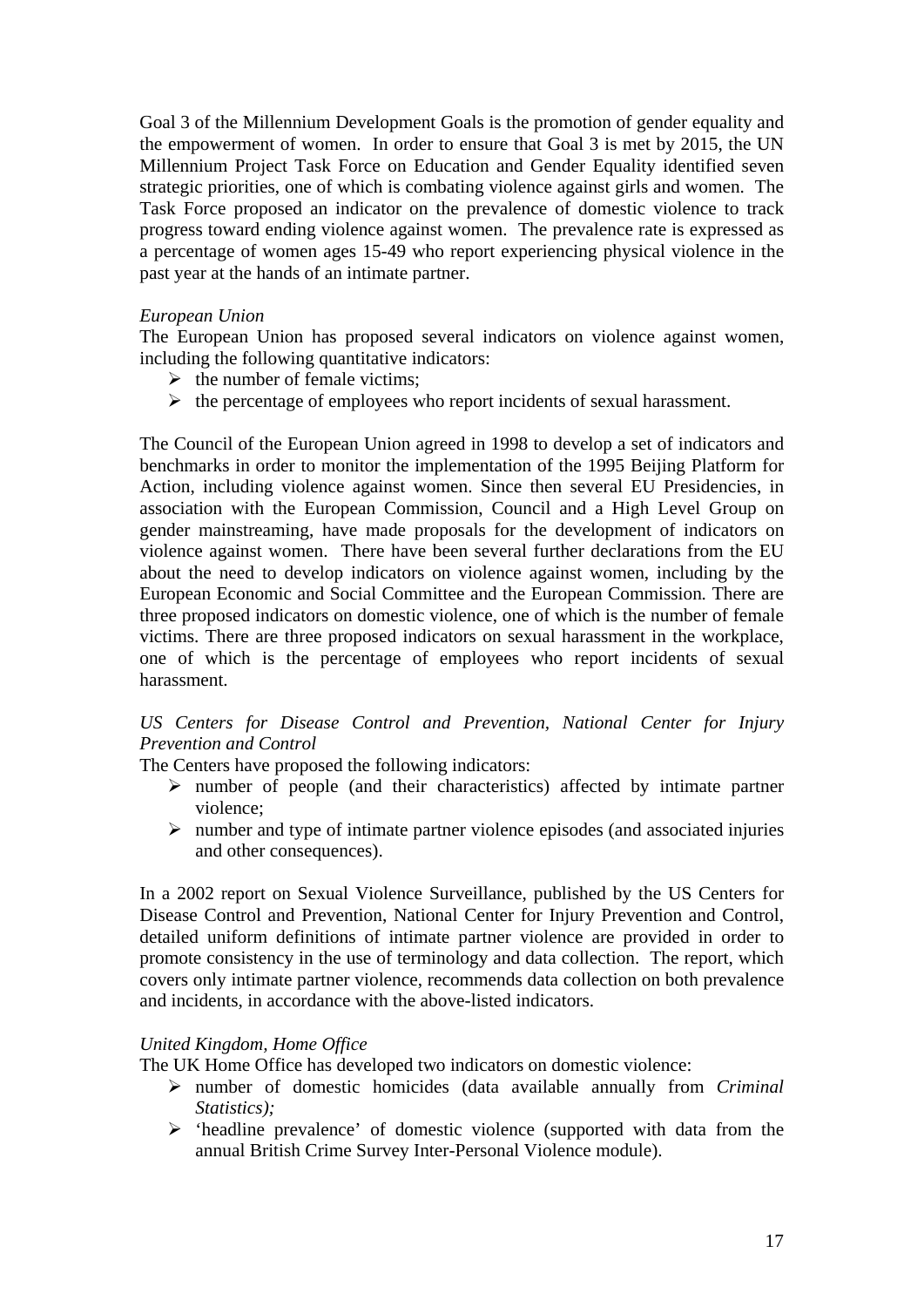Goal 3 of the Millennium Development Goals is the promotion of gender equality and the empowerment of women. In order to ensure that Goal 3 is met by 2015, the UN Millennium Project Task Force on Education and Gender Equality identified seven strategic priorities, one of which is combating violence against girls and women. The Task Force proposed an indicator on the prevalence of domestic violence to track progress toward ending violence against women. The prevalence rate is expressed as a percentage of women ages 15-49 who report experiencing physical violence in the past year at the hands of an intimate partner.

*European Union*

The European Union has proposed several indicators on violence against women, including the following quantitative indicators:

- the number of female victims;
- the percentage of employees who report incidents of sexual harassment.

The Council of the European Union agreed in 1998 to develop a set of indicators and benchmarks in order to monitor the implementation of the 1995 Beijing Platform for Action, including violence against women. Since then several EU Presidencies, in association with the European Commission, Council and a High Level Group on gender mainstreaming, have made proposals for the development of indicators on violence against women. There have been several further declarations from the EU about the need to develop indicators on violence against women, including by the European Economic and Social Committee and the European Commission. There are three proposed indicators on domestic violence, one of which is the number of female victims. There are three proposed indicators on sexual harassment in the workplace, one of which is the percentage of employees who report incidents of sexual harassment.

*US Centers for Disease Control and Prevention, National Center for Injury Prevention and Control*

The Centers have proposed the following indicators:

- number of people (and their characteristics) affected by intimate partner violence;
- number and type of intimate partner violence episodes (and associated injuries and other consequences).

In a 2002 report on Sexual Violence Surveillance, published by the US Centers for Disease Control and Prevention, National Center for Injury Prevention and Control, detailed uniform definitions of intimate partner violence are provided in order to promote consistency in the use of terminology and data collection. The report, which covers only intimate partner violence, recommends data collection on both prevalence and incidents, in accordance with the above-listed indicators.

*United Kingdom, Home Office*

The UK Home Office has developed two indicators on domestic violence:

- number of domestic homicides (data available annually from *Criminal Statistics);*
- 'headline prevalence' of domestic violence (supported with data from the annual British Crime Survey Inter-Personal Violence module).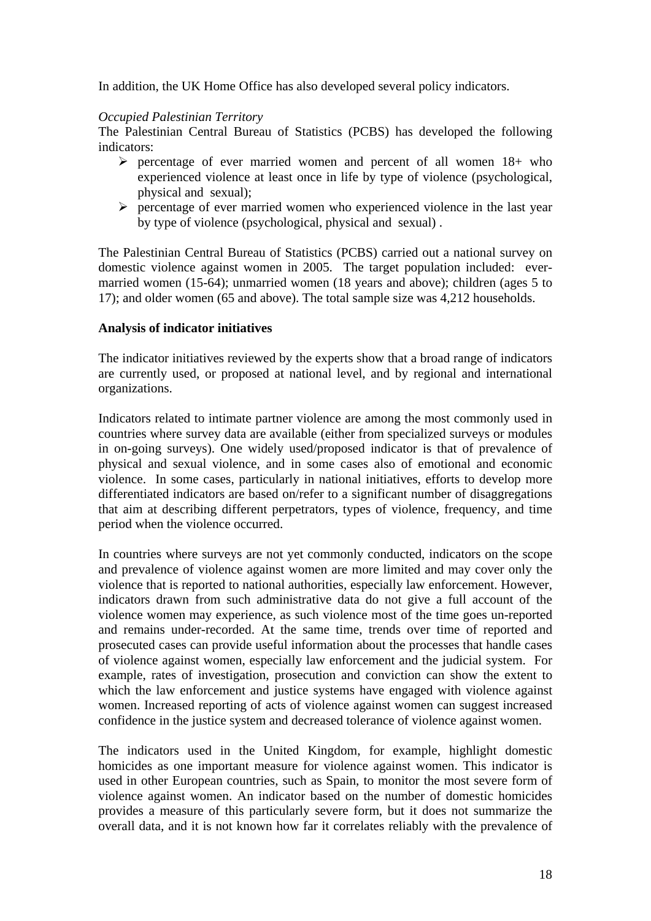In addition, the UK Home Office has also developed several policy indicators.

*Occupied Palestinian Territory*

The Palestinian Central Bureau of Statistics (PCBS) has developed the following indicators:

- percentage of ever married women and percent of all women 18+ who experienced violence at least once in life by type of violence (psychological, physical and sexual);
- percentage of ever married women who experienced violence in the last year by type of violence (psychological, physical and sexual) .

The Palestinian Central Bureau of Statistics (PCBS) carried out a national survey on domestic violence against women in 2005. The target population included: ever-married women (15-64); unmarried women (18 years and above); children (ages 5 to 17); and older women (65 and above). The total sample size was 4,212 households.

**Analysis of indicator initiatives**

The indicator initiatives reviewed by the experts show that a broad range of indicators are currently used, or proposed at national level, and by regional and international organizations.

Indicators related to intimate partner violence are among the most commonly used in countries where survey data are available (either from specialized surveys or modules in on-going surveys). One widely used/proposed indicator is that of prevalence of physical and sexual violence, and in some cases also of emotional and economic violence. In some cases, particularly in national initiatives, efforts to develop more differentiated indicators are based on/refer to a significant number of disaggregations that aim at describing different perpetrators, types of violence, frequency, and time period when the violence occurred.

In countries where surveys are not yet commonly conducted, indicators on the scope and prevalence of violence against women are more limited and may cover only the violence that is reported to national authorities, especially law enforcement. However, indicators drawn from such administrative data do not give a full account of the violence women may experience, as such violence most of the time goes un-reported and remains under-recorded. At the same time, trends over time of reported and prosecuted cases can provide useful information about the processes that handle cases of violence against women, especially law enforcement and the judicial system. For example, rates of investigation, prosecution and conviction can show the extent to which the law enforcement and justice systems have engaged with violence against women. Increased reporting of acts of violence against women can suggest increased confidence in the justice system and decreased tolerance of violence against women.

The indicators used in the United Kingdom, for example, highlight domestic homicides as one important measure for violence against women. This indicator is used in other European countries, such as Spain, to monitor the most severe form of violence against women. An indicator based on the number of domestic homicides provides a measure of this particularly severe form, but it does not summarize the overall data, and it is not known how far it correlates reliably with the prevalence of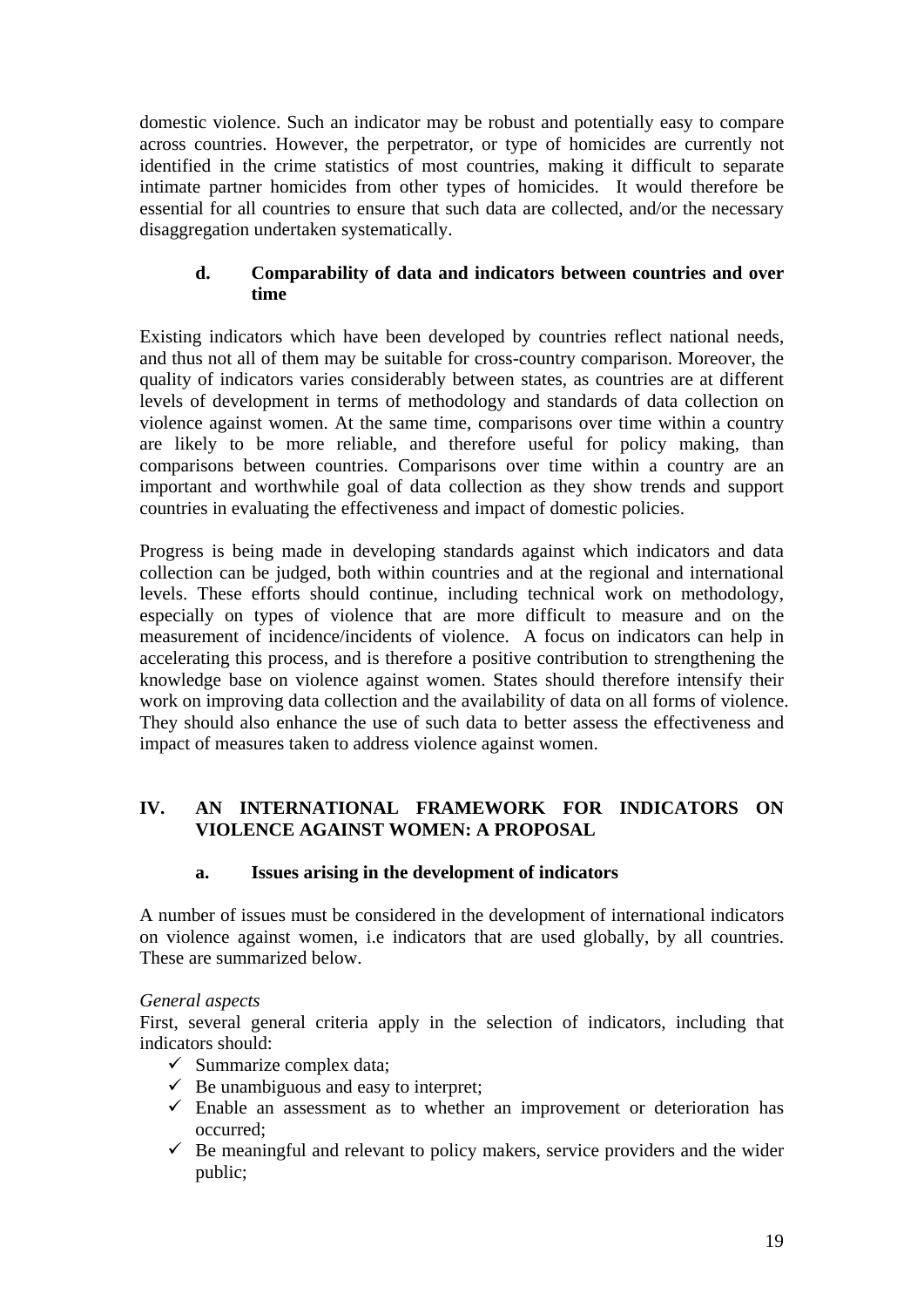domestic violence. Such an indicator may be robust and potentially easy to compare across countries. However, the perpetrator, or type of homicides are currently not identified in the crime statistics of most countries, making it difficult to separate intimate partner homicides from other types of homicides. It would therefore be essential for all countries to ensure that such data are collected, and/or the necessary disaggregation undertaken systematically.

### d. Comparability of data and indicators between countries and over time

Existing indicators which have been developed by countries reflect national needs, and thus not all of them may be suitable for cross-country comparison. Moreover, the quality of indicators varies considerably between states, as countries are at different levels of development in terms of methodology and standards of data collection on violence against women. At the same time, comparisons over time within a country are likely to be more reliable, and therefore useful for policy making, than comparisons between countries. Comparisons over time within a country are an important and worthwhile goal of data collection as they show trends and support countries in evaluating the effectiveness and impact of domestic policies.

Progress is being made in developing standards against which indicators and data collection can be judged, both within countries and at the regional and international levels. These efforts should continue, including technical work on methodology, especially on types of violence that are more difficult to measure and on the measurement of incidence/incidents of violence. A focus on indicators can help in accelerating this process, and is therefore a positive contribution to strengthening the knowledge base on violence against women. States should therefore intensify their work on improving data collection and the availability of data on all forms of violence. They should also enhance the use of such data to better assess the effectiveness and impact of measures taken to address violence against women.

## IV. AN INTERNATIONAL FRAMEWORK FOR INDICATORS ON VIOLENCE AGAINST WOMEN: A PROPOSAL

### a. Issues arising in the development of indicators

A number of issues must be considered in the development of international indicators on violence against women, i.e indicators that are used globally, by all countries. These are summarized below.

*General aspects*

First, several general criteria apply in the selection of indicators, including that indicators should:

- ✓ Summarize complex data;
- ✓ Be unambiguous and easy to interpret;
- ✓ Enable an assessment as to whether an improvement or deterioration has occurred;
- ✓ Be meaningful and relevant to policy makers, service providers and the wider public;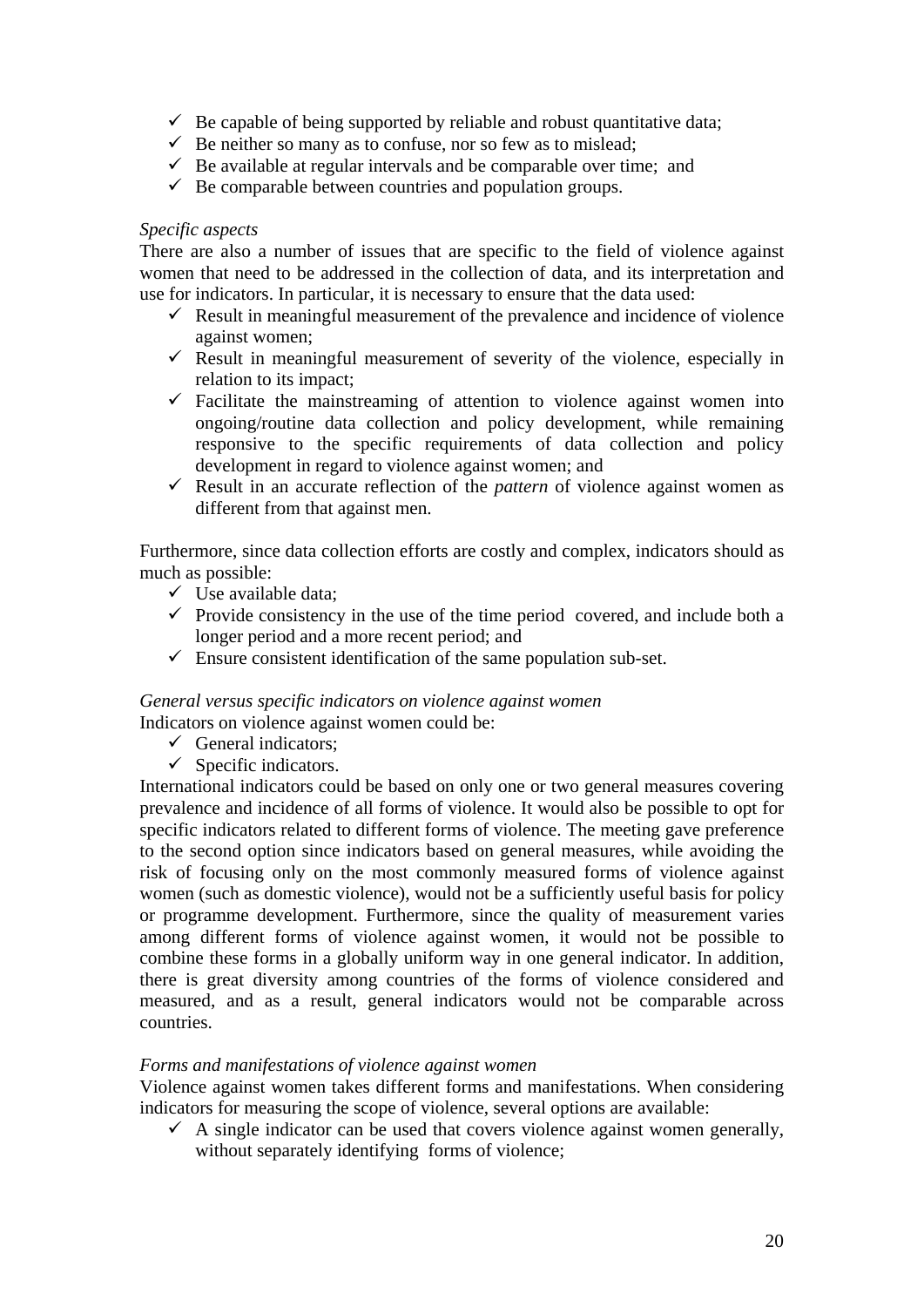- ✓ Be capable of being supported by reliable and robust quantitative data;
- ✓ Be neither so many as to confuse, nor so few as to mislead;
- ✓ Be available at regular intervals and be comparable over time; and
- ✓ Be comparable between countries and population groups.

*Specific aspects*

There are also a number of issues that are specific to the field of violence against women that need to be addressed in the collection of data, and its interpretation and use for indicators. In particular, it is necessary to ensure that the data used:

- ✓ Result in meaningful measurement of the prevalence and incidence of violence against women;
- ✓ Result in meaningful measurement of severity of the violence, especially in relation to its impact;
- ✓ Facilitate the mainstreaming of attention to violence against women into ongoing/routine data collection and policy development, while remaining responsive to the specific requirements of data collection and policy development in regard to violence against women; and
- ✓ Result in an accurate reflection of the *pattern* of violence against women as different from that against men.

Furthermore, since data collection efforts are costly and complex, indicators should as much as possible:

- ✓ Use available data;
- ✓ Provide consistency in the use of the time period covered, and include both a longer period and a more recent period; and
- ✓ Ensure consistent identification of the same population sub-set.

*General versus specific indicators on violence against women*

Indicators on violence against women could be:

- ✓ General indicators;
- ✓ Specific indicators.

International indicators could be based on only one or two general measures covering prevalence and incidence of all forms of violence. It would also be possible to opt for specific indicators related to different forms of violence. The meeting gave preference to the second option since indicators based on general measures, while avoiding the risk of focusing only on the most commonly measured forms of violence against women (such as domestic violence), would not be a sufficiently useful basis for policy or programme development. Furthermore, since the quality of measurement varies among different forms of violence against women, it would not be possible to combine these forms in a globally uniform way in one general indicator. In addition, there is great diversity among countries of the forms of violence considered and measured, and as a result, general indicators would not be comparable across countries.

*Forms and manifestations of violence against women*

Violence against women takes different forms and manifestations. When considering indicators for measuring the scope of violence, several options are available:

- ✓ A single indicator can be used that covers violence against women generally, without separately identifying forms of violence;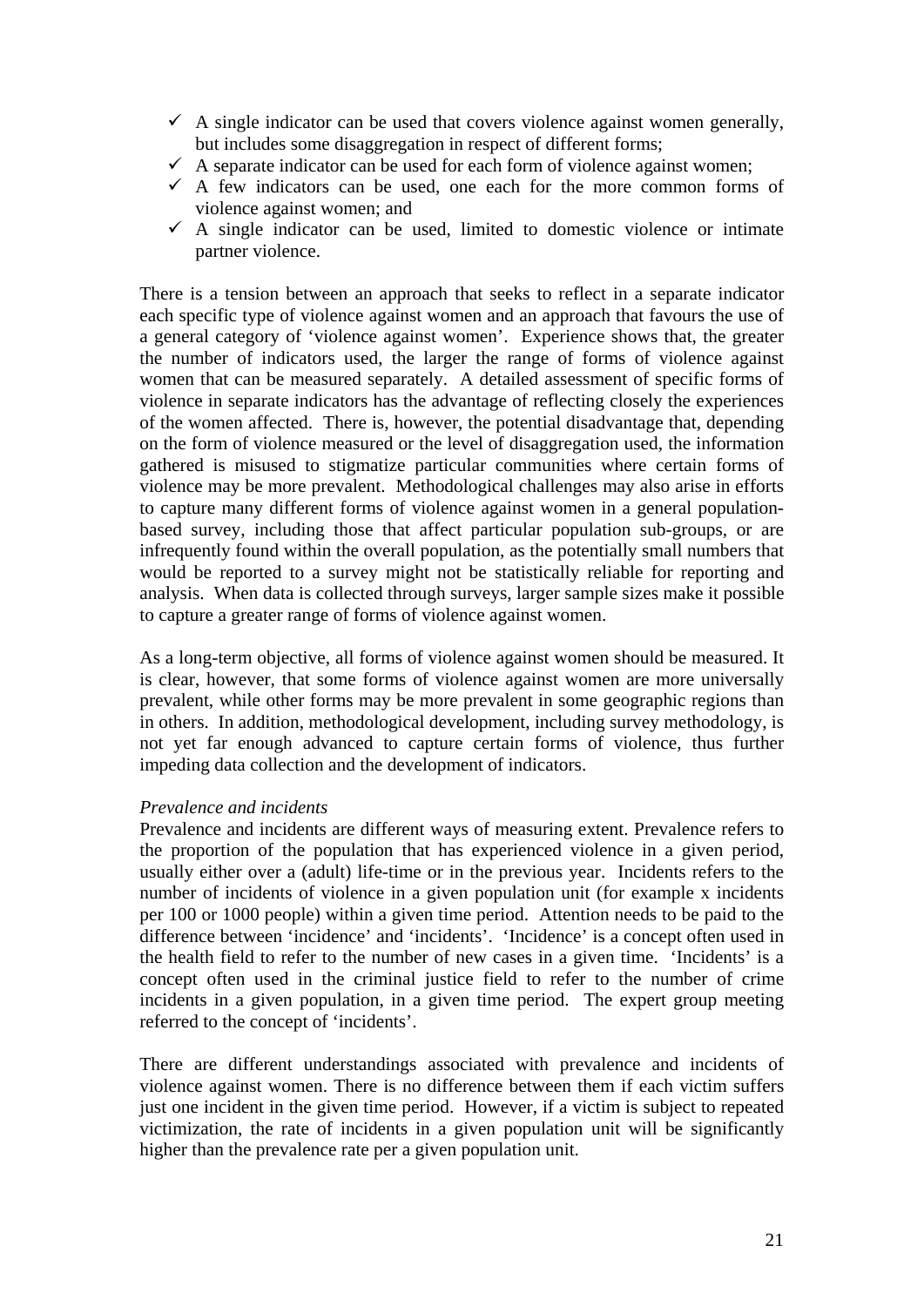- ✓ A single indicator can be used that covers violence against women generally, but includes some disaggregation in respect of different forms;
- ✓ A separate indicator can be used for each form of violence against women;
- ✓ A few indicators can be used, one each for the more common forms of violence against women; and
- ✓ A single indicator can be used, limited to domestic violence or intimate partner violence.

There is a tension between an approach that seeks to reflect in a separate indicator each specific type of violence against women and an approach that favours the use of a general category of 'violence against women'. Experience shows that, the greater the number of indicators used, the larger the range of forms of violence against women that can be measured separately. A detailed assessment of specific forms of violence in separate indicators has the advantage of reflecting closely the experiences of the women affected. There is, however, the potential disadvantage that, depending on the form of violence measured or the level of disaggregation used, the information gathered is misused to stigmatize particular communities where certain forms of violence may be more prevalent. Methodological challenges may also arise in efforts to capture many different forms of violence against women in a general population-based survey, including those that affect particular population sub-groups, or are infrequently found within the overall population, as the potentially small numbers that would be reported to a survey might not be statistically reliable for reporting and analysis. When data is collected through surveys, larger sample sizes make it possible to capture a greater range of forms of violence against women.

As a long-term objective, all forms of violence against women should be measured. It is clear, however, that some forms of violence against women are more universally prevalent, while other forms may be more prevalent in some geographic regions than in others. In addition, methodological development, including survey methodology, is not yet far enough advanced to capture certain forms of violence, thus further impeding data collection and the development of indicators.

*Prevalence and incidents*

Prevalence and incidents are different ways of measuring extent. Prevalence refers to the proportion of the population that has experienced violence in a given period, usually either over a (adult) life-time or in the previous year. Incidents refers to the number of incidents of violence in a given population unit (for example x incidents per 100 or 1000 people) within a given time period. Attention needs to be paid to the difference between 'incidence' and 'incidents'. 'Incidence' is a concept often used in the health field to refer to the number of new cases in a given time. 'Incidents' is a concept often used in the criminal justice field to refer to the number of crime incidents in a given population, in a given time period. The expert group meeting referred to the concept of 'incidents'.

There are different understandings associated with prevalence and incidents of violence against women. There is no difference between them if each victim suffers just one incident in the given time period. However, if a victim is subject to repeated victimization, the rate of incidents in a given population unit will be significantly higher than the prevalence rate per a given population unit.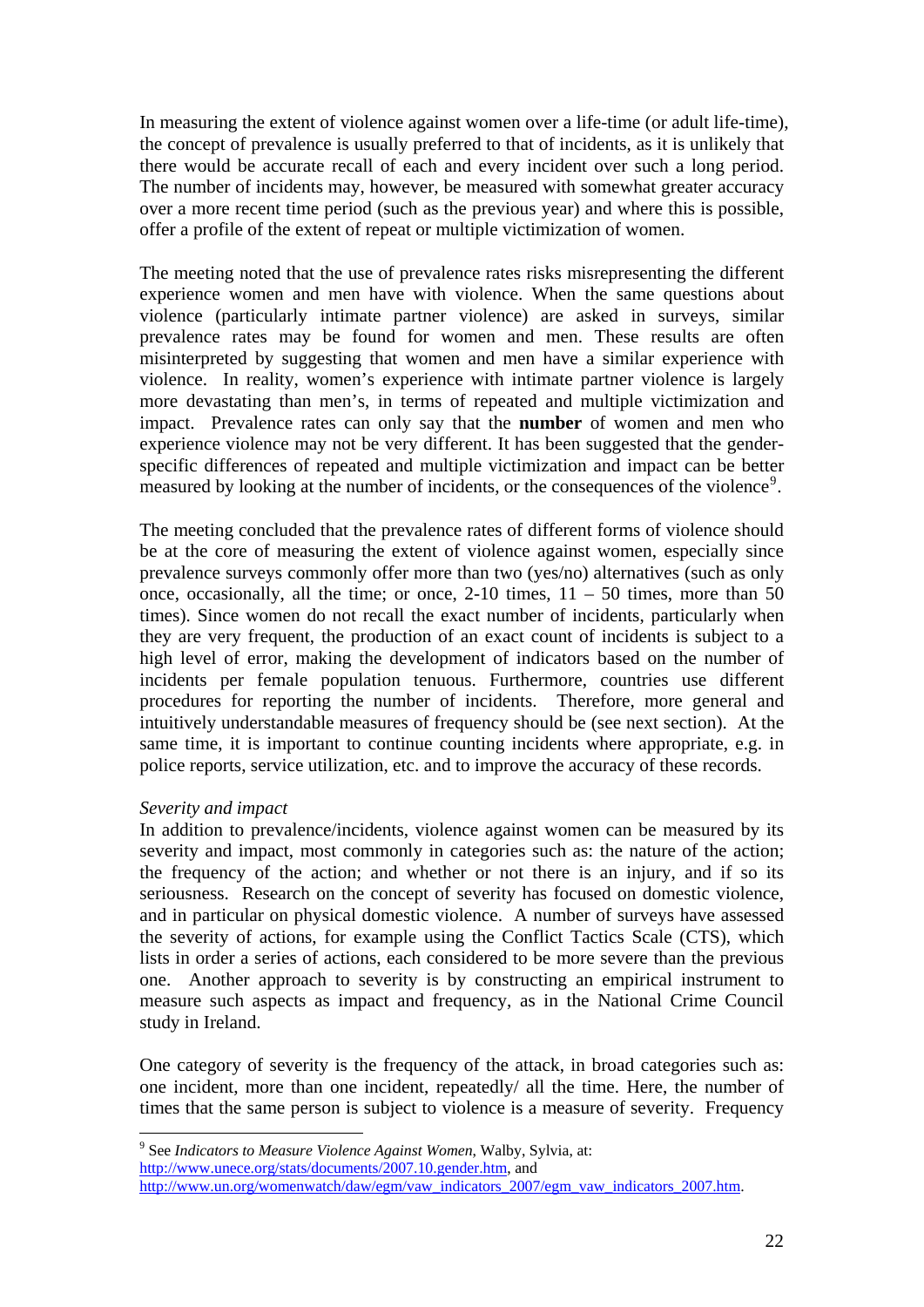In measuring the extent of violence against women over a life-time (or adult life-time), the concept of prevalence is usually preferred to that of incidents, as it is unlikely that there would be accurate recall of each and every incident over such a long period. The number of incidents may, however, be measured with somewhat greater accuracy over a more recent time period (such as the previous year) and where this is possible, offer a profile of the extent of repeat or multiple victimization of women.

The meeting noted that the use of prevalence rates risks misrepresenting the different experience women and men have with violence. When the same questions about violence (particularly intimate partner violence) are asked in surveys, similar prevalence rates may be found for women and men. These results are often misinterpreted by suggesting that women and men have a similar experience with violence. In reality, women's experience with intimate partner violence is largely more devastating than men's, in terms of repeated and multiple victimization and impact. Prevalence rates can only say that the **number** of women and men who experience violence may not be very different. It has been suggested that the gender-specific differences of repeated and multiple victimization and impact can be better measured by looking at the number of incidents, or the consequences of the violence[9].

The meeting concluded that the prevalence rates of different forms of violence should be at the core of measuring the extent of violence against women, especially since prevalence surveys commonly offer more than two (yes/no) alternatives (such as only once, occasionally, all the time; or once, 2-10 times, 11 – 50 times, more than 50 times). Since women do not recall the exact number of incidents, particularly when they are very frequent, the production of an exact count of incidents is subject to a high level of error, making the development of indicators based on the number of incidents per female population tenuous. Furthermore, countries use different procedures for reporting the number of incidents. Therefore, more general and intuitively understandable measures of frequency should be (see next section). At the same time, it is important to continue counting incidents where appropriate, e.g. in police reports, service utilization, etc. and to improve the accuracy of these records.

*Severity and impact*

In addition to prevalence/incidents, violence against women can be measured by its severity and impact, most commonly in categories such as: the nature of the action; the frequency of the action; and whether or not there is an injury, and if so its seriousness. Research on the concept of severity has focused on domestic violence, and in particular on physical domestic violence. A number of surveys have assessed the severity of actions, for example using the Conflict Tactics Scale (CTS), which lists in order a series of actions, each considered to be more severe than the previous one. Another approach to severity is by constructing an empirical instrument to measure such aspects as impact and frequency, as in the National Crime Council study in Ireland.

One category of severity is the frequency of the attack, in broad categories such as: one incident, more than one incident, repeatedly/ all the time. Here, the number of times that the same person is subject to violence is a measure of severity. Frequency

---

[9] See *Indicators to Measure Violence Against Women*, Walby, Sylvia, at: http://www.unece.org/stats/documents/2007.10.gender.htm, and http://www.un.org/womenwatch/daw/egm/vaw_indicators_2007/egm_vaw_indicators_2007.htm.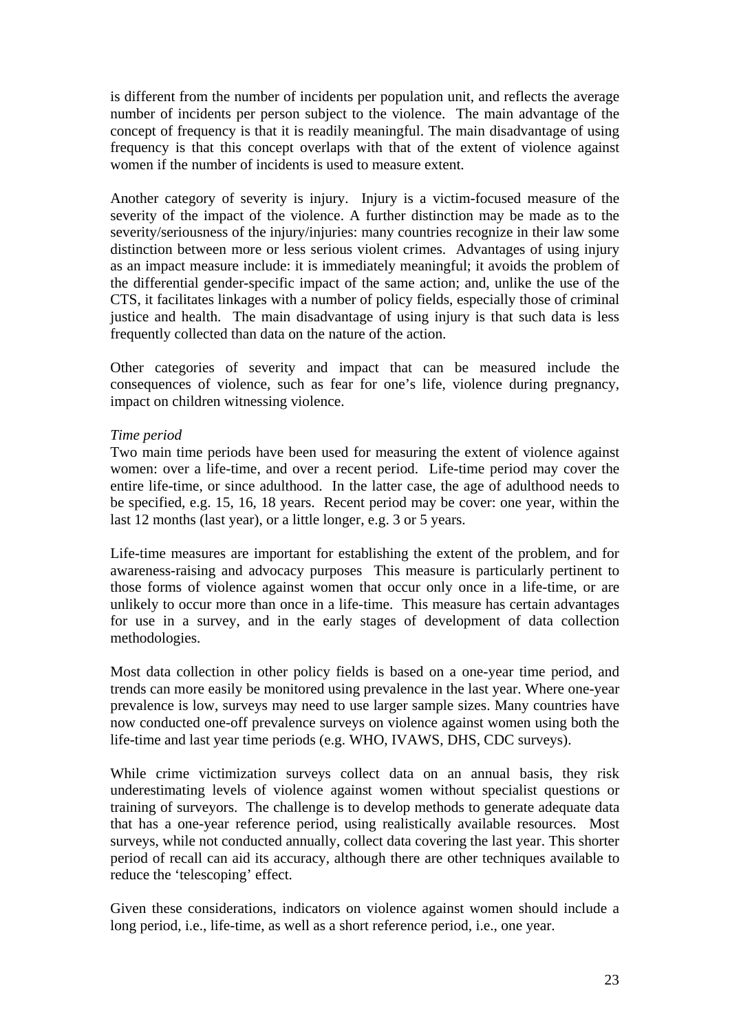is different from the number of incidents per population unit, and reflects the average number of incidents per person subject to the violence. The main advantage of the concept of frequency is that it is readily meaningful. The main disadvantage of using frequency is that this concept overlaps with that of the extent of violence against women if the number of incidents is used to measure extent.

Another category of severity is injury. Injury is a victim-focused measure of the severity of the impact of the violence. A further distinction may be made as to the severity/seriousness of the injury/injuries: many countries recognize in their law some distinction between more or less serious violent crimes. Advantages of using injury as an impact measure include: it is immediately meaningful; it avoids the problem of the differential gender-specific impact of the same action; and, unlike the use of the CTS, it facilitates linkages with a number of policy fields, especially those of criminal justice and health. The main disadvantage of using injury is that such data is less frequently collected than data on the nature of the action.

Other categories of severity and impact that can be measured include the consequences of violence, such as fear for one's life, violence during pregnancy, impact on children witnessing violence.

*Time period*

Two main time periods have been used for measuring the extent of violence against women: over a life-time, and over a recent period. Life-time period may cover the entire life-time, or since adulthood. In the latter case, the age of adulthood needs to be specified, e.g. 15, 16, 18 years. Recent period may be cover: one year, within the last 12 months (last year), or a little longer, e.g. 3 or 5 years.

Life-time measures are important for establishing the extent of the problem, and for awareness-raising and advocacy purposes This measure is particularly pertinent to those forms of violence against women that occur only once in a life-time, or are unlikely to occur more than once in a life-time. This measure has certain advantages for use in a survey, and in the early stages of development of data collection methodologies.

Most data collection in other policy fields is based on a one-year time period, and trends can more easily be monitored using prevalence in the last year. Where one-year prevalence is low, surveys may need to use larger sample sizes. Many countries have now conducted one-off prevalence surveys on violence against women using both the life-time and last year time periods (e.g. WHO, IVAWS, DHS, CDC surveys).

While crime victimization surveys collect data on an annual basis, they risk underestimating levels of violence against women without specialist questions or training of surveyors. The challenge is to develop methods to generate adequate data that has a one-year reference period, using realistically available resources. Most surveys, while not conducted annually, collect data covering the last year. This shorter period of recall can aid its accuracy, although there are other techniques available to reduce the 'telescoping' effect.

Given these considerations, indicators on violence against women should include a long period, i.e., life-time, as well as a short reference period, i.e., one year.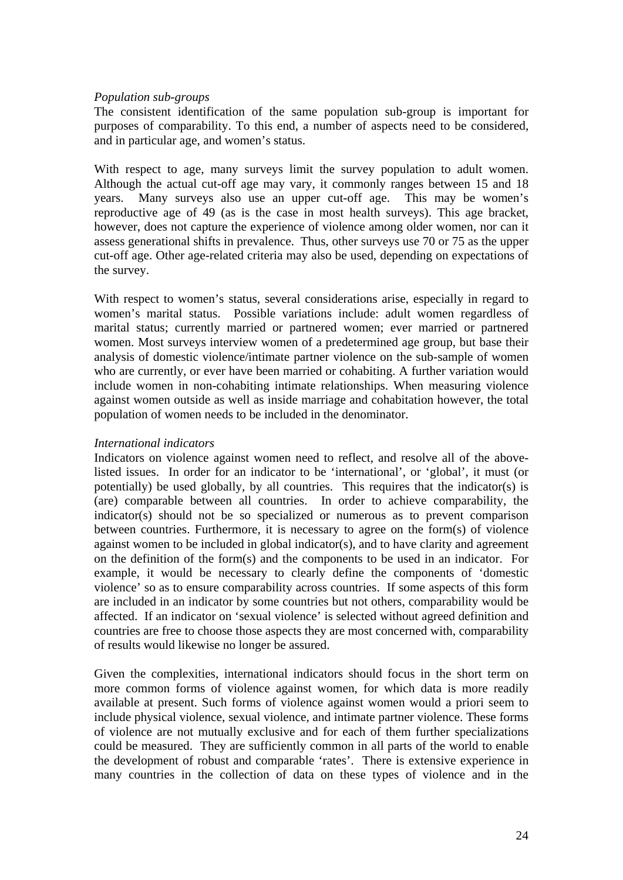*Population sub-groups*
The consistent identification of the same population sub-group is important for purposes of comparability. To this end, a number of aspects need to be considered, and in particular age, and women's status.

With respect to age, many surveys limit the survey population to adult women. Although the actual cut-off age may vary, it commonly ranges between 15 and 18 years. Many surveys also use an upper cut-off age. This may be women's reproductive age of 49 (as is the case in most health surveys). This age bracket, however, does not capture the experience of violence among older women, nor can it assess generational shifts in prevalence. Thus, other surveys use 70 or 75 as the upper cut-off age. Other age-related criteria may also be used, depending on expectations of the survey.

With respect to women's status, several considerations arise, especially in regard to women's marital status. Possible variations include: adult women regardless of marital status; currently married or partnered women; ever married or partnered women. Most surveys interview women of a predetermined age group, but base their analysis of domestic violence/intimate partner violence on the sub-sample of women who are currently, or ever have been married or cohabiting. A further variation would include women in non-cohabiting intimate relationships. When measuring violence against women outside as well as inside marriage and cohabitation however, the total population of women needs to be included in the denominator.

*International indicators*
Indicators on violence against women need to reflect, and resolve all of the above-listed issues. In order for an indicator to be 'international', or 'global', it must (or potentially) be used globally, by all countries. This requires that the indicator(s) is (are) comparable between all countries. In order to achieve comparability, the indicator(s) should not be so specialized or numerous as to prevent comparison between countries. Furthermore, it is necessary to agree on the form(s) of violence against women to be included in global indicator(s), and to have clarity and agreement on the definition of the form(s) and the components to be used in an indicator. For example, it would be necessary to clearly define the components of 'domestic violence' so as to ensure comparability across countries. If some aspects of this form are included in an indicator by some countries but not others, comparability would be affected. If an indicator on 'sexual violence' is selected without agreed definition and countries are free to choose those aspects they are most concerned with, comparability of results would likewise no longer be assured.

Given the complexities, international indicators should focus in the short term on more common forms of violence against women, for which data is more readily available at present. Such forms of violence against women would a priori seem to include physical violence, sexual violence, and intimate partner violence. These forms of violence are not mutually exclusive and for each of them further specializations could be measured. They are sufficiently common in all parts of the world to enable the development of robust and comparable 'rates'. There is extensive experience in many countries in the collection of data on these types of violence and in the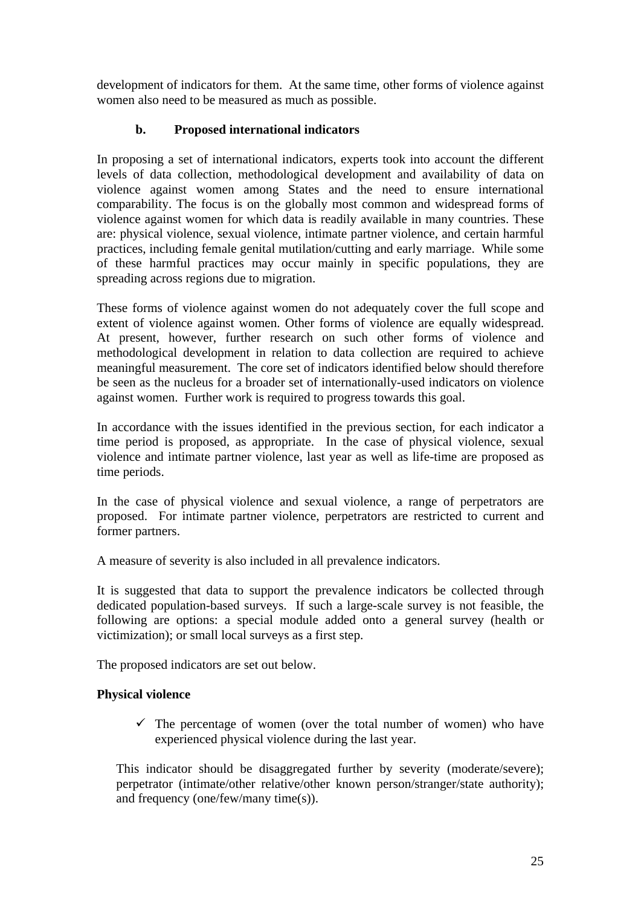development of indicators for them. At the same time, other forms of violence against women also need to be measured as much as possible.

### b. Proposed international indicators

In proposing a set of international indicators, experts took into account the different levels of data collection, methodological development and availability of data on violence against women among States and the need to ensure international comparability. The focus is on the globally most common and widespread forms of violence against women for which data is readily available in many countries. These are: physical violence, sexual violence, intimate partner violence, and certain harmful practices, including female genital mutilation/cutting and early marriage. While some of these harmful practices may occur mainly in specific populations, they are spreading across regions due to migration.

These forms of violence against women do not adequately cover the full scope and extent of violence against women. Other forms of violence are equally widespread. At present, however, further research on such other forms of violence and methodological development in relation to data collection are required to achieve meaningful measurement. The core set of indicators identified below should therefore be seen as the nucleus for a broader set of internationally-used indicators on violence against women. Further work is required to progress towards this goal.

In accordance with the issues identified in the previous section, for each indicator a time period is proposed, as appropriate. In the case of physical violence, sexual violence and intimate partner violence, last year as well as life-time are proposed as time periods.

In the case of physical violence and sexual violence, a range of perpetrators are proposed. For intimate partner violence, perpetrators are restricted to current and former partners.

A measure of severity is also included in all prevalence indicators.

It is suggested that data to support the prevalence indicators be collected through dedicated population-based surveys. If such a large-scale survey is not feasible, the following are options: a special module added onto a general survey (health or victimization); or small local surveys as a first step.

The proposed indicators are set out below.

**Physical violence**

- ✓ The percentage of women (over the total number of women) who have experienced physical violence during the last year.

This indicator should be disaggregated further by severity (moderate/severe); perpetrator (intimate/other relative/other known person/stranger/state authority); and frequency (one/few/many time(s)).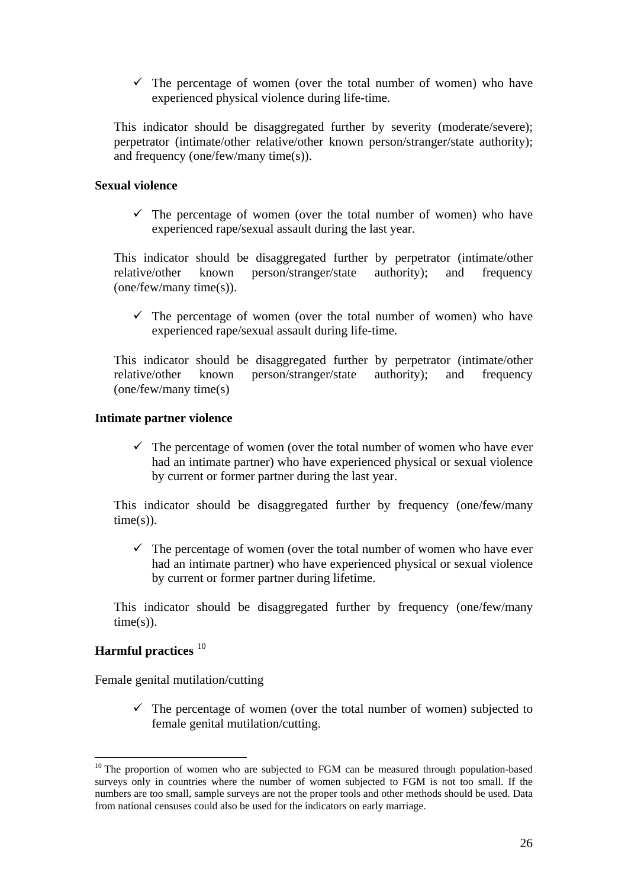- ✓ The percentage of women (over the total number of women) who have experienced physical violence during life-time.

This indicator should be disaggregated further by severity (moderate/severe); perpetrator (intimate/other relative/other known person/stranger/state authority); and frequency (one/few/many time(s)).

**Sexual violence**

- ✓ The percentage of women (over the total number of women) who have experienced rape/sexual assault during the last year.

This indicator should be disaggregated further by perpetrator (intimate/other relative/other known person/stranger/state authority); and frequency (one/few/many time(s)).

- ✓ The percentage of women (over the total number of women) who have experienced rape/sexual assault during life-time.

This indicator should be disaggregated further by perpetrator (intimate/other relative/other known person/stranger/state authority); and frequency (one/few/many time(s)

**Intimate partner violence**

- ✓ The percentage of women (over the total number of women who have ever had an intimate partner) who have experienced physical or sexual violence by current or former partner during the last year.

This indicator should be disaggregated further by frequency (one/few/many time(s)).

- ✓ The percentage of women (over the total number of women who have ever had an intimate partner) who have experienced physical or sexual violence by current or former partner during lifetime.

This indicator should be disaggregated further by frequency (one/few/many time(s)).

**Harmful practices** [10]

Female genital mutilation/cutting

- ✓ The percentage of women (over the total number of women) subjected to female genital mutilation/cutting.

---

[10] The proportion of women who are subjected to FGM can be measured through population-based surveys only in countries where the number of women subjected to FGM is not too small. If the numbers are too small, sample surveys are not the proper tools and other methods should be used. Data from national censuses could also be used for the indicators on early marriage.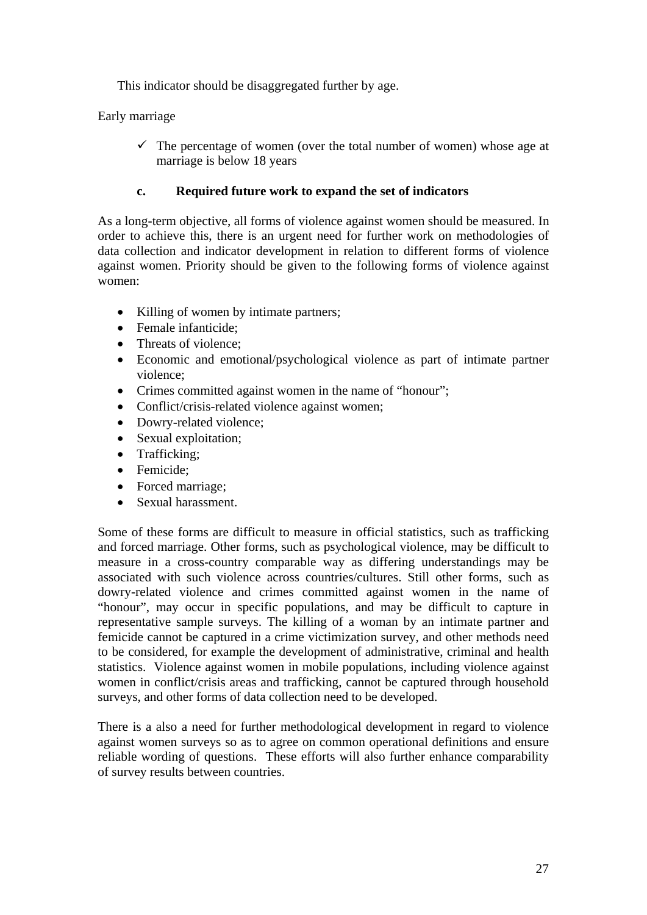This indicator should be disaggregated further by age.

Early marriage

- ✓ The percentage of women (over the total number of women) whose age at marriage is below 18 years

### c. Required future work to expand the set of indicators

As a long-term objective, all forms of violence against women should be measured. In order to achieve this, there is an urgent need for further work on methodologies of data collection and indicator development in relation to different forms of violence against women. Priority should be given to the following forms of violence against women:

- Killing of women by intimate partners;
- Female infanticide;
- Threats of violence;
- Economic and emotional/psychological violence as part of intimate partner violence;
- Crimes committed against women in the name of "honour";
- Conflict/crisis-related violence against women;
- Dowry-related violence;
- Sexual exploitation;
- Trafficking;
- Femicide;
- Forced marriage;
- Sexual harassment.

Some of these forms are difficult to measure in official statistics, such as trafficking and forced marriage. Other forms, such as psychological violence, may be difficult to measure in a cross-country comparable way as differing understandings may be associated with such violence across countries/cultures. Still other forms, such as dowry-related violence and crimes committed against women in the name of "honour", may occur in specific populations, and may be difficult to capture in representative sample surveys. The killing of a woman by an intimate partner and femicide cannot be captured in a crime victimization survey, and other methods need to be considered, for example the development of administrative, criminal and health statistics. Violence against women in mobile populations, including violence against women in conflict/crisis areas and trafficking, cannot be captured through household surveys, and other forms of data collection need to be developed.

There is a also a need for further methodological development in regard to violence against women surveys so as to agree on common operational definitions and ensure reliable wording of questions. These efforts will also further enhance comparability of survey results between countries.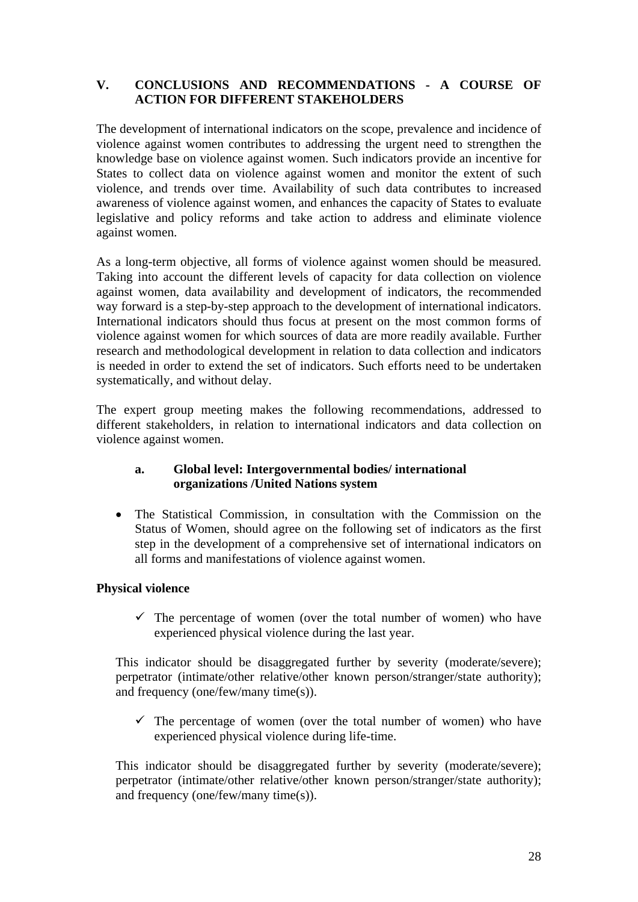## V. CONCLUSIONS AND RECOMMENDATIONS - A COURSE OF ACTION FOR DIFFERENT STAKEHOLDERS

The development of international indicators on the scope, prevalence and incidence of violence against women contributes to addressing the urgent need to strengthen the knowledge base on violence against women. Such indicators provide an incentive for States to collect data on violence against women and monitor the extent of such violence, and trends over time. Availability of such data contributes to increased awareness of violence against women, and enhances the capacity of States to evaluate legislative and policy reforms and take action to address and eliminate violence against women.

As a long-term objective, all forms of violence against women should be measured. Taking into account the different levels of capacity for data collection on violence against women, data availability and development of indicators, the recommended way forward is a step-by-step approach to the development of international indicators. International indicators should thus focus at present on the most common forms of violence against women for which sources of data are more readily available. Further research and methodological development in relation to data collection and indicators is needed in order to extend the set of indicators. Such efforts need to be undertaken systematically, and without delay.

The expert group meeting makes the following recommendations, addressed to different stakeholders, in relation to international indicators and data collection on violence against women.

### a. Global level: Intergovernmental bodies/ international organizations /United Nations system

- The Statistical Commission, in consultation with the Commission on the Status of Women, should agree on the following set of indicators as the first step in the development of a comprehensive set of international indicators on all forms and manifestations of violence against women.

**Physical violence**

- ✓ The percentage of women (over the total number of women) who have experienced physical violence during the last year.

This indicator should be disaggregated further by severity (moderate/severe); perpetrator (intimate/other relative/other known person/stranger/state authority); and frequency (one/few/many time(s)).

- ✓ The percentage of women (over the total number of women) who have experienced physical violence during life-time.

This indicator should be disaggregated further by severity (moderate/severe); perpetrator (intimate/other relative/other known person/stranger/state authority); and frequency (one/few/many time(s)).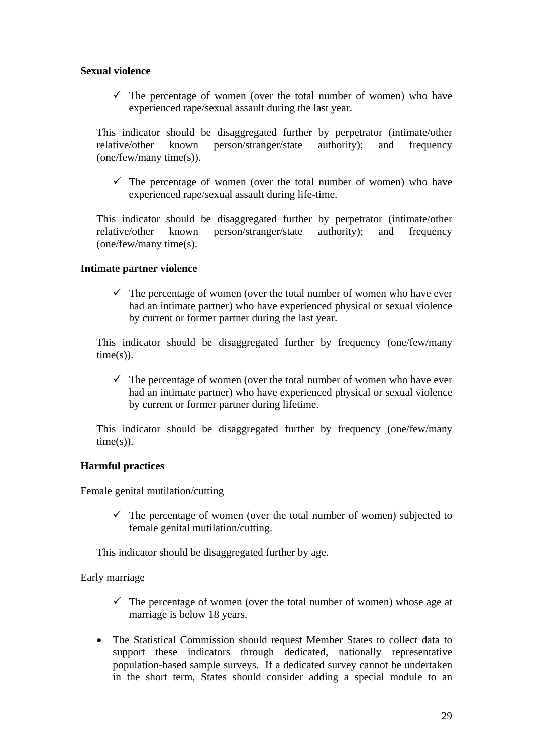**Sexual violence**

- ✓ The percentage of women (over the total number of women) who have experienced rape/sexual assault during the last year.

This indicator should be disaggregated further by perpetrator (intimate/other relative/other known person/stranger/state authority); and frequency (one/few/many time(s)).

- ✓ The percentage of women (over the total number of women) who have experienced rape/sexual assault during life-time.

This indicator should be disaggregated further by perpetrator (intimate/other relative/other known person/stranger/state authority); and frequency (one/few/many time(s).

**Intimate partner violence**

- ✓ The percentage of women (over the total number of women who have ever had an intimate partner) who have experienced physical or sexual violence by current or former partner during the last year.

This indicator should be disaggregated further by frequency (one/few/many time(s)).

- ✓ The percentage of women (over the total number of women who have ever had an intimate partner) who have experienced physical or sexual violence by current or former partner during lifetime.

This indicator should be disaggregated further by frequency (one/few/many time(s)).

**Harmful practices**

Female genital mutilation/cutting

- ✓ The percentage of women (over the total number of women) subjected to female genital mutilation/cutting.

This indicator should be disaggregated further by age.

Early marriage

- ✓ The percentage of women (over the total number of women) whose age at marriage is below 18 years.

- The Statistical Commission should request Member States to collect data to support these indicators through dedicated, nationally representative population-based sample surveys. If a dedicated survey cannot be undertaken in the short term, States should consider adding a special module to an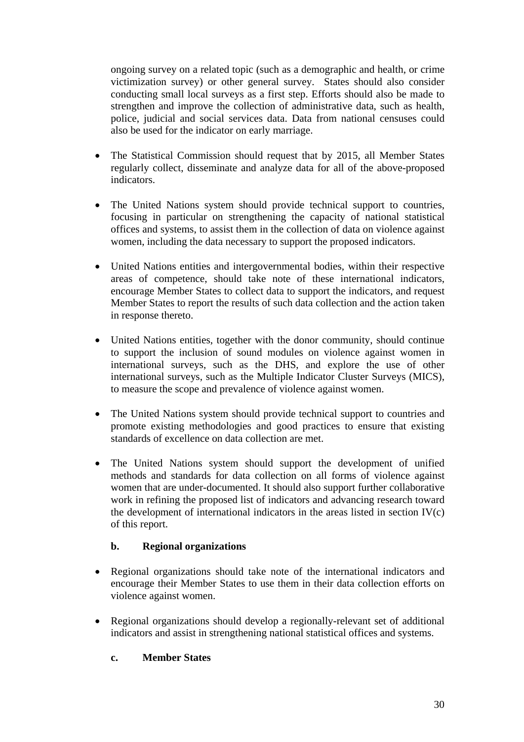ongoing survey on a related topic (such as a demographic and health, or crime victimization survey) or other general survey. States should also consider conducting small local surveys as a first step. Efforts should also be made to strengthen and improve the collection of administrative data, such as health, police, judicial and social services data. Data from national censuses could also be used for the indicator on early marriage.

- The Statistical Commission should request that by 2015, all Member States regularly collect, disseminate and analyze data for all of the above-proposed indicators.

- The United Nations system should provide technical support to countries, focusing in particular on strengthening the capacity of national statistical offices and systems, to assist them in the collection of data on violence against women, including the data necessary to support the proposed indicators.

- United Nations entities and intergovernmental bodies, within their respective areas of competence, should take note of these international indicators, encourage Member States to collect data to support the indicators, and request Member States to report the results of such data collection and the action taken in response thereto.

- United Nations entities, together with the donor community, should continue to support the inclusion of sound modules on violence against women in international surveys, such as the DHS, and explore the use of other international surveys, such as the Multiple Indicator Cluster Surveys (MICS), to measure the scope and prevalence of violence against women.

- The United Nations system should provide technical support to countries and promote existing methodologies and good practices to ensure that existing standards of excellence on data collection are met.

- The United Nations system should support the development of unified methods and standards for data collection on all forms of violence against women that are under-documented. It should also support further collaborative work in refining the proposed list of indicators and advancing research toward the development of international indicators in the areas listed in section IV(c) of this report.

**b. Regional organizations**

- Regional organizations should take note of the international indicators and encourage their Member States to use them in their data collection efforts on violence against women.

- Regional organizations should develop a regionally-relevant set of additional indicators and assist in strengthening national statistical offices and systems.

**c. Member States**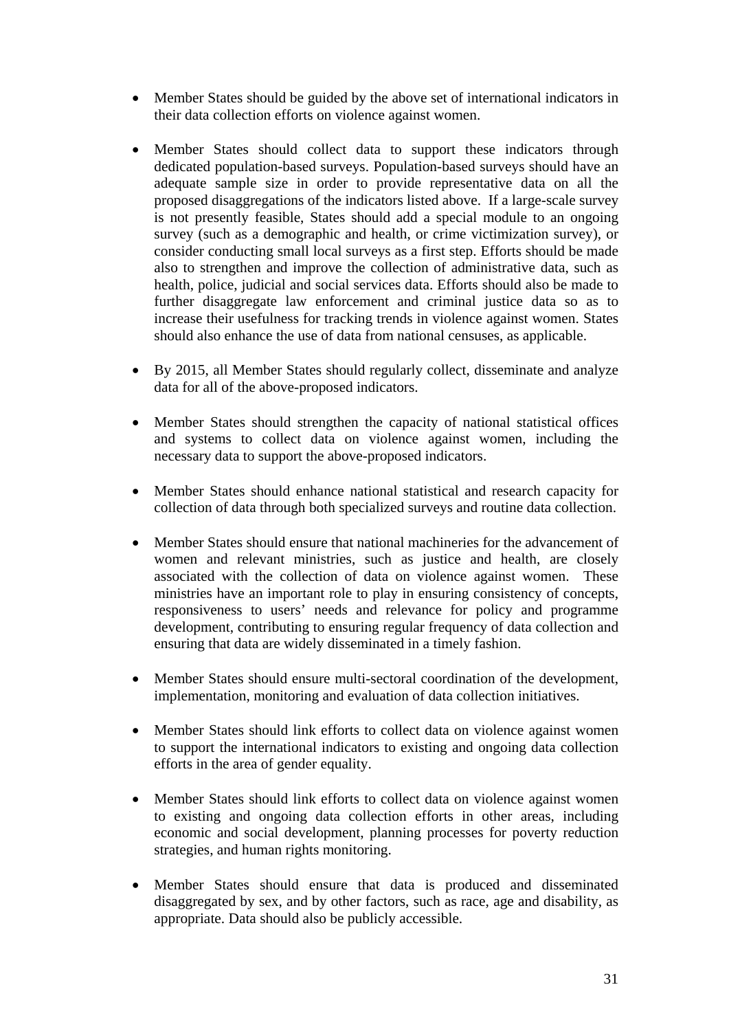- Member States should be guided by the above set of international indicators in their data collection efforts on violence against women.

- Member States should collect data to support these indicators through dedicated population-based surveys. Population-based surveys should have an adequate sample size in order to provide representative data on all the proposed disaggregations of the indicators listed above. If a large-scale survey is not presently feasible, States should add a special module to an ongoing survey (such as a demographic and health, or crime victimization survey), or consider conducting small local surveys as a first step. Efforts should be made also to strengthen and improve the collection of administrative data, such as health, police, judicial and social services data. Efforts should also be made to further disaggregate law enforcement and criminal justice data so as to increase their usefulness for tracking trends in violence against women. States should also enhance the use of data from national censuses, as applicable.

- By 2015, all Member States should regularly collect, disseminate and analyze data for all of the above-proposed indicators.

- Member States should strengthen the capacity of national statistical offices and systems to collect data on violence against women, including the necessary data to support the above-proposed indicators.

- Member States should enhance national statistical and research capacity for collection of data through both specialized surveys and routine data collection.

- Member States should ensure that national machineries for the advancement of women and relevant ministries, such as justice and health, are closely associated with the collection of data on violence against women. These ministries have an important role to play in ensuring consistency of concepts, responsiveness to users' needs and relevance for policy and programme development, contributing to ensuring regular frequency of data collection and ensuring that data are widely disseminated in a timely fashion.

- Member States should ensure multi-sectoral coordination of the development, implementation, monitoring and evaluation of data collection initiatives.

- Member States should link efforts to collect data on violence against women to support the international indicators to existing and ongoing data collection efforts in the area of gender equality.

- Member States should link efforts to collect data on violence against women to existing and ongoing data collection efforts in other areas, including economic and social development, planning processes for poverty reduction strategies, and human rights monitoring.

- Member States should ensure that data is produced and disseminated disaggregated by sex, and by other factors, such as race, age and disability, as appropriate. Data should also be publicly accessible.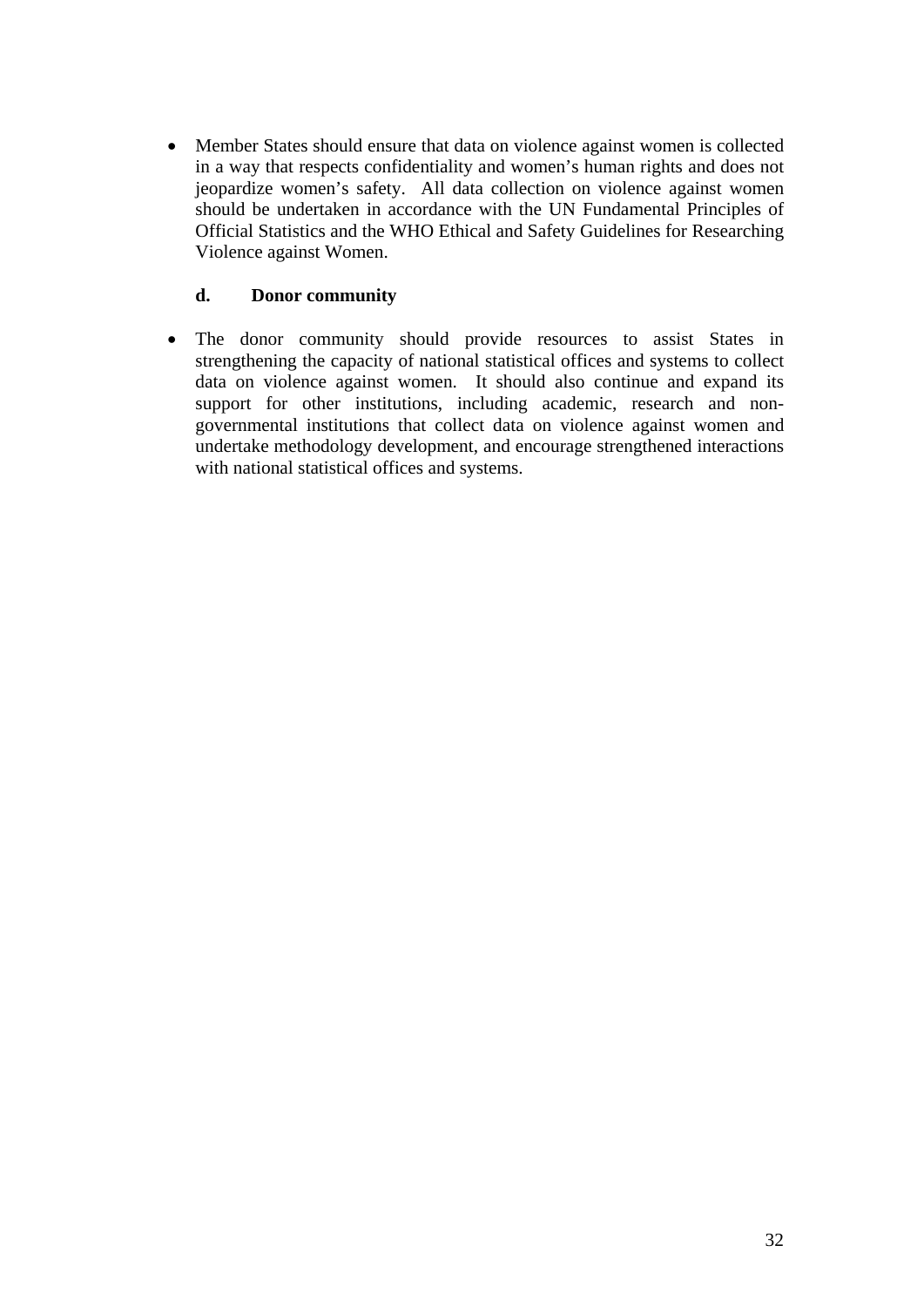- Member States should ensure that data on violence against women is collected in a way that respects confidentiality and women's human rights and does not jeopardize women's safety. All data collection on violence against women should be undertaken in accordance with the UN Fundamental Principles of Official Statistics and the WHO Ethical and Safety Guidelines for Researching Violence against Women.

#### d. Donor community

- The donor community should provide resources to assist States in strengthening the capacity of national statistical offices and systems to collect data on violence against women. It should also continue and expand its support for other institutions, including academic, research and non-governmental institutions that collect data on violence against women and undertake methodology development, and encourage strengthened interactions with national statistical offices and systems.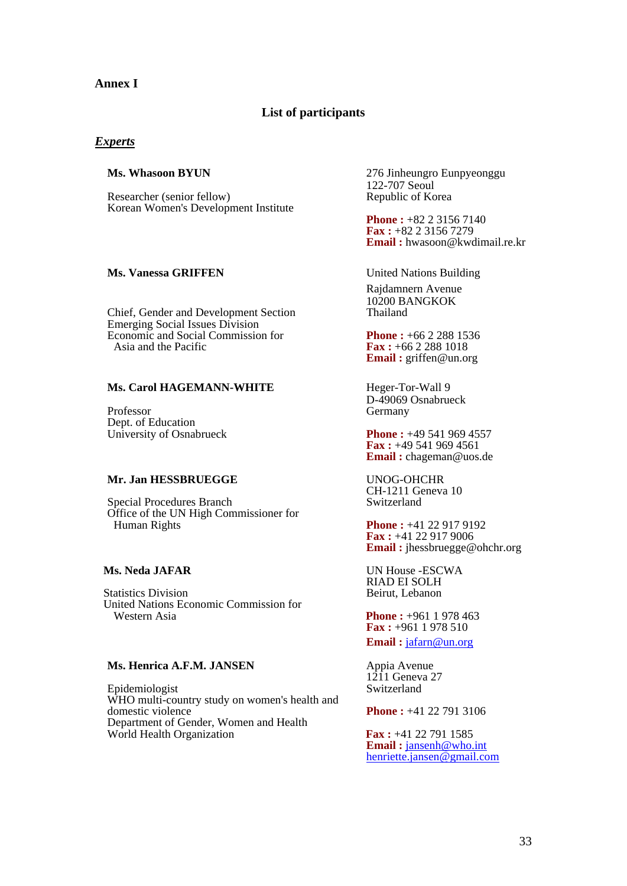**Annex I**

## List of participants

***Experts***

**Ms. Whasoon BYUN**

Researcher (senior fellow)
Korean Women's Development Institute

276 Jinheungro Eunpyeonggu
122-707 Seoul
Republic of Korea

**Phone :** +82 2 3156 7140
**Fax :** +82 2 3156 7279
**Email :** hwasoon@kwdimail.re.kr

**Ms. Vanessa GRIFFEN**

Chief, Gender and Development Section
Emerging Social Issues Division
Economic and Social Commission for Asia and the Pacific

United Nations Building
Rajdamnern Avenue
10200 BANGKOK
Thailand

**Phone :** +66 2 288 1536
**Fax :** +66 2 288 1018
**Email :** griffen@un.org

**Ms. Carol HAGEMANN-WHITE**

Professor
Dept. of Education
University of Osnabrueck

Heger-Tor-Wall 9
D-49069 Osnabrueck
Germany

**Phone :** +49 541 969 4557
**Fax :** +49 541 969 4561
**Email :** chageman@uos.de

**Mr. Jan HESSBRUEGGE**

Special Procedures Branch
Office of the UN High Commissioner for Human Rights

UNOG-OHCHR
CH-1211 Geneva 10
Switzerland

**Phone :** +41 22 917 9192
**Fax :** +41 22 917 9006
**Email :** jhessbruegge@ohchr.org

**Ms. Neda JAFAR**

Statistics Division
United Nations Economic Commission for Western Asia

UN House -ESCWA
RIAD EI SOLH
Beirut, Lebanon

**Phone :** +961 1 978 463
**Fax :** +961 1 978 510
**Email :** jafarn@un.org

**Ms. Henrica A.F.M. JANSEN**

Epidemiologist
WHO multi-country study on women's health and domestic violence
Department of Gender, Women and Health
World Health Organization

Appia Avenue
1211 Geneva 27
Switzerland

**Phone :** +41 22 791 3106

**Fax :** +41 22 791 1585
**Email :** jansenh@who.int
henriette.jansen@gmail.com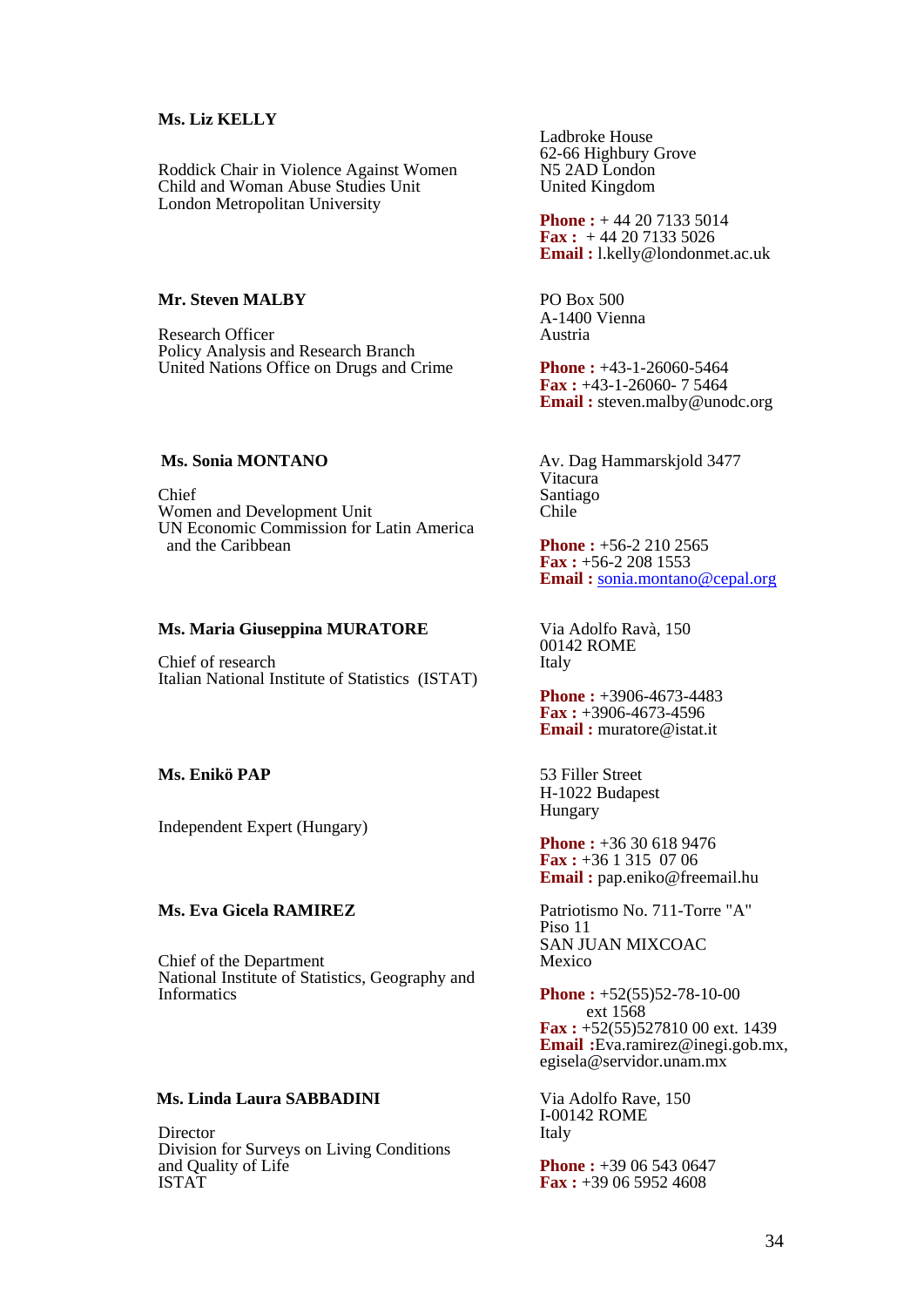**Ms. Liz KELLY**

Roddick Chair in Violence Against Women
Child and Woman Abuse Studies Unit
London Metropolitan University

Ladbroke House
62-66 Highbury Grove
N5 2AD London
United Kingdom

**Phone :** + 44 20 7133 5014
**Fax :** + 44 20 7133 5026
**Email :** l.kelly@londonmet.ac.uk

**Mr. Steven MALBY**

Research Officer
Policy Analysis and Research Branch
United Nations Office on Drugs and Crime

PO Box 500
A-1400 Vienna
Austria

**Phone :** +43-1-26060-5464
**Fax :** +43-1-26060- 7 5464
**Email :** steven.malby@unodc.org

**Ms. Sonia MONTANO**

Chief
Women and Development Unit
UN Economic Commission for Latin America and the Caribbean

Av. Dag Hammarskjold 3477
Vitacura
Santiago
Chile

**Phone :** +56-2 210 2565
**Fax :** +56-2 208 1553
**Email :** sonia.montano@cepal.org

**Ms. Maria Giuseppina MURATORE**

Chief of research
Italian National Institute of Statistics (ISTAT)

Via Adolfo Ravà, 150
00142 ROME
Italy

**Phone :** +3906-4673-4483
**Fax :** +3906-4673-4596
**Email :** muratore@istat.it

**Ms. Enikö PAP**

Independent Expert (Hungary)

53 Filler Street
H-1022 Budapest
Hungary

**Phone :** +36 30 618 9476
**Fax :** +36 1 315 07 06
**Email :** pap.eniko@freemail.hu

**Ms. Eva Gicela RAMIREZ**

Chief of the Department
National Institute of Statistics, Geography and Informatics

Patriotismo No. 711-Torre "A"
Piso 11
SAN JUAN MIXCOAC
Mexico

**Phone :** +52(55)52-78-10-00 ext 1568
**Fax :** +52(55)527810 00 ext. 1439
**Email :** Eva.ramirez@inegi.gob.mx, egisela@servidor.unam.mx

**Ms. Linda Laura SABBADINI**

Director
Division for Surveys on Living Conditions and Quality of Life
ISTAT

Via Adolfo Rave, 150
I-00142 ROME
Italy

**Phone :** +39 06 543 0647
**Fax :** +39 06 5952 4608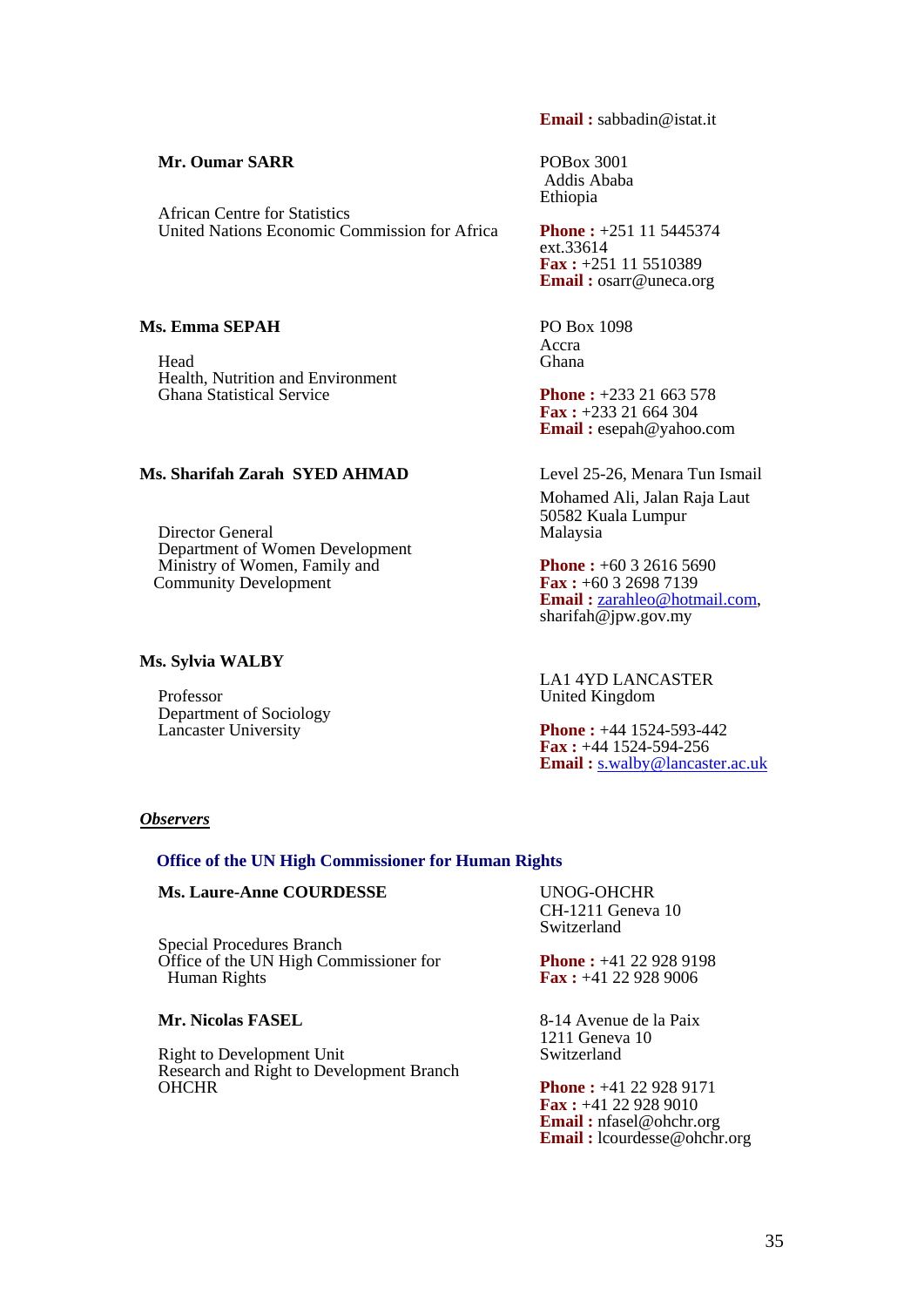**Email :** sabbadin@istat.it

**Mr. Oumar SARR**

African Centre for Statistics
United Nations Economic Commission for Africa

POBox 3001
Addis Ababa
Ethiopia

**Phone :** +251 11 5445374 ext.33614
**Fax :** +251 11 5510389
**Email :** osarr@uneca.org

**Ms. Emma SEPAH**

Head
Health, Nutrition and Environment
Ghana Statistical Service

PO Box 1098
Accra
Ghana

**Phone :** +233 21 663 578
**Fax :** +233 21 664 304
**Email :** esepah@yahoo.com

**Ms. Sharifah Zarah SYED AHMAD**

Director General
Department of Women Development
Ministry of Women, Family and Community Development

Level 25-26, Menara Tun Ismail
Mohamed Ali, Jalan Raja Laut
50582 Kuala Lumpur
Malaysia

**Phone :** +60 3 2616 5690
**Fax :** +60 3 2698 7139
**Email :** zarahleo@hotmail.com, sharifah@jpw.gov.my

**Ms. Sylvia WALBY**

Professor
Department of Sociology
Lancaster University

LA1 4YD LANCASTER
United Kingdom

**Phone :** +44 1524-593-442
**Fax :** +44 1524-594-256
**Email :** s.walby@lancaster.ac.uk

***Observers***

**Office of the UN High Commissioner for Human Rights**

**Ms. Laure-Anne COURDESSE**

Special Procedures Branch
Office of the UN High Commissioner for Human Rights

UNOG-OHCHR
CH-1211 Geneva 10
Switzerland

**Phone :** +41 22 928 9198
**Fax :** +41 22 928 9006

**Mr. Nicolas FASEL**

Right to Development Unit
Research and Right to Development Branch
OHCHR

8-14 Avenue de la Paix
1211 Geneva 10
Switzerland

**Phone :** +41 22 928 9171
**Fax :** +41 22 928 9010
**Email :** nfasel@ohchr.org
**Email :** lcourdesse@ohchr.org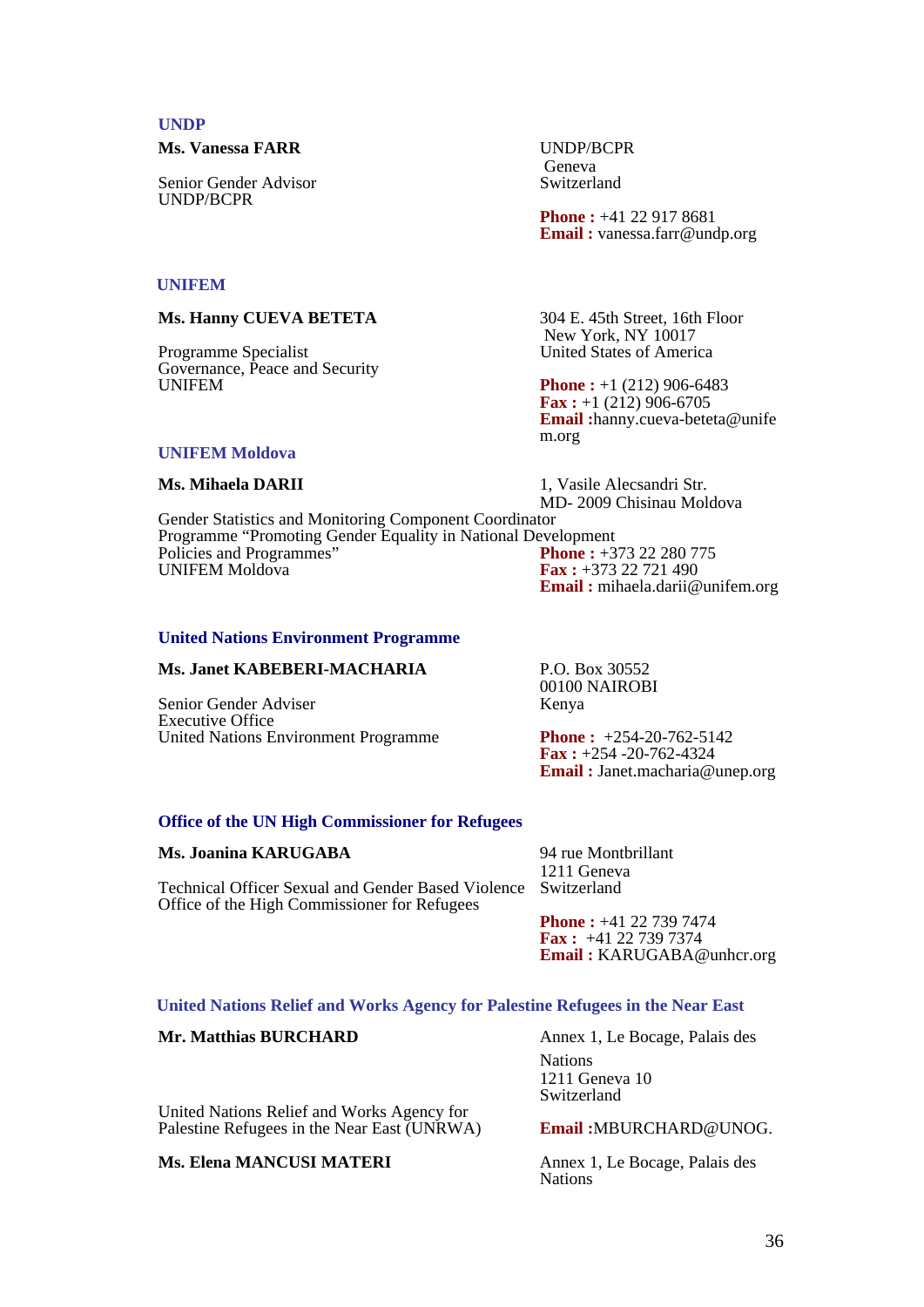### UNDP

**Ms. Vanessa FARR**

Senior Gender Advisor
UNDP/BCPR

UNDP/BCPR
Geneva
Switzerland

**Phone :** +41 22 917 8681
**Email :** vanessa.farr@undp.org

### UNIFEM

**Ms. Hanny CUEVA BETETA**

Programme Specialist
Governance, Peace and Security
UNIFEM

304 E. 45th Street, 16th Floor
New York, NY 10017
United States of America

**Phone :** +1 (212) 906-6483
**Fax :** +1 (212) 906-6705
**Email :**hanny.cueva-beteta@unifem.org

### UNIFEM Moldova

**Ms. Mihaela DARII**

Gender Statistics and Monitoring Component Coordinator
Programme "Promoting Gender Equality in National Development Policies and Programmes"
UNIFEM Moldova

1, Vasile Alecsandri Str.
MD- 2009 Chisinau Moldova

**Phone :** +373 22 280 775
**Fax :** +373 22 721 490
**Email :** mihaela.darii@unifem.org

### United Nations Environment Programme

**Ms. Janet KABEBERI-MACHARIA**

Senior Gender Adviser
Executive Office
United Nations Environment Programme

P.O. Box 30552
00100 NAIROBI
Kenya

**Phone :** +254-20-762-5142
**Fax :** +254 -20-762-4324
**Email :** Janet.macharia@unep.org

### Office of the UN High Commissioner for Refugees

**Ms. Joanina KARUGABA**

Technical Officer Sexual and Gender Based Violence
Office of the High Commissioner for Refugees

94 rue Montbrillant
1211 Geneva
Switzerland

**Phone :** +41 22 739 7474
**Fax :** +41 22 739 7374
**Email :** KARUGABA@unhcr.org

### United Nations Relief and Works Agency for Palestine Refugees in the Near East

**Mr. Matthias BURCHARD**

United Nations Relief and Works Agency for Palestine Refugees in the Near East (UNRWA)

Annex 1, Le Bocage, Palais des Nations
1211 Geneva 10
Switzerland

**Email :**MBURCHARD@UNOG.

**Ms. Elena MANCUSI MATERI**

Annex 1, Le Bocage, Palais des Nations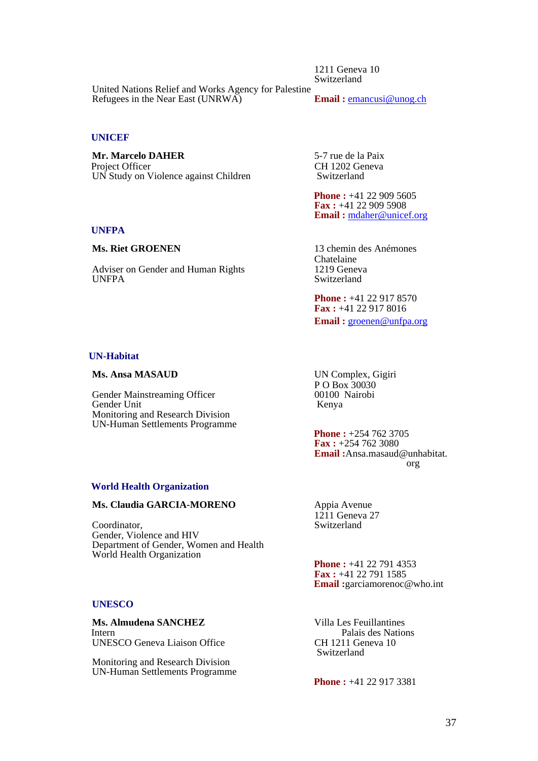United Nations Relief and Works Agency for Palestine Refugees in the Near East (UNRWA)

1211 Geneva 10
Switzerland

**Email :** emancusi@unog.ch

### UNICEF

**Mr. Marcelo DAHER**
Project Officer
UN Study on Violence against Children

5-7 rue de la Paix
CH 1202 Geneva
Switzerland

**Phone :** +41 22 909 5605
**Fax :** +41 22 909 5908
**Email :** mdaher@unicef.org

### UNFPA

**Ms. Riet GROENEN**

Adviser on Gender and Human Rights
UNFPA

13 chemin des Anémones
Chatelaine
1219 Geneva
Switzerland

**Phone :** +41 22 917 8570
**Fax :** +41 22 917 8016
**Email :** groenen@unfpa.org

### UN-Habitat

**Ms. Ansa MASAUD**

Gender Mainstreaming Officer
Gender Unit
Monitoring and Research Division
UN-Human Settlements Programme

UN Complex, Gigiri
P O Box 30030
00100 Nairobi
Kenya

**Phone :** +254 762 3705
**Fax :** +254 762 3080
**Email :** Ansa.masaud@unhabitat.org

### World Health Organization

**Ms. Claudia GARCIA-MORENO**

Coordinator,
Gender, Violence and HIV
Department of Gender, Women and Health
World Health Organization

Appia Avenue
1211 Geneva 27
Switzerland

**Phone :** +41 22 791 4353
**Fax :** +41 22 791 1585
**Email :** garciamorenoc@who.int

### UNESCO

**Ms. Almudena SANCHEZ**
Intern
UNESCO Geneva Liaison Office

Monitoring and Research Division
UN-Human Settlements Programme

Villa Les Feuillantines
Palais des Nations
CH 1211 Geneva 10
Switzerland

**Phone :** +41 22 917 3381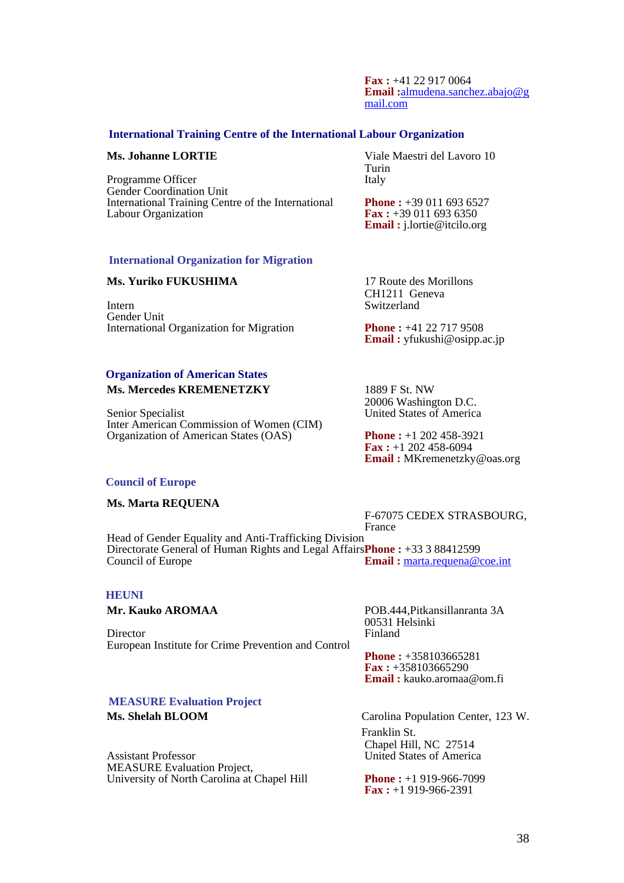**Fax :** +41 22 917 0064
**Email :**almudena.sanchez.abajo@gmail.com

### International Training Centre of the International Labour Organization

**Ms. Johanne LORTIE**

Programme Officer
Gender Coordination Unit
International Training Centre of the International Labour Organization

Viale Maestri del Lavoro 10
Turin
Italy

**Phone :** +39 011 693 6527
**Fax :** +39 011 693 6350
**Email :** j.lortie@itcilo.org

### International Organization for Migration

**Ms. Yuriko FUKUSHIMA**

Intern
Gender Unit
International Organization for Migration

17 Route des Morillons
CH1211 Geneva
Switzerland

**Phone :** +41 22 717 9508
**Email :** yfukushi@osipp.ac.jp

### Organization of American States

**Ms. Mercedes KREMENETZKY**

Senior Specialist
Inter American Commission of Women (CIM)
Organization of American States (OAS)

1889 F St. NW
20006 Washington D.C.
United States of America

**Phone :** +1 202 458-3921
**Fax :** +1 202 458-6094
**Email :** MKremenetzky@oas.org

### Council of Europe

**Ms. Marta REQUENA**

Head of Gender Equality and Anti-Trafficking Division
Directorate General of Human Rights and Legal Affairs
Council of Europe

F-67075 CEDEX STRASBOURG, France

**Phone :** +33 3 88412599
**Email :** marta.requena@coe.int

### HEUNI

**Mr. Kauko AROMAA**

Director
European Institute for Crime Prevention and Control

POB.444,Pitkansillanranta 3A
00531 Helsinki
Finland

**Phone :** +358103665281
**Fax :** +358103665290
**Email :** kauko.aromaa@om.fi

### MEASURE Evaluation Project

**Ms. Shelah BLOOM**

Assistant Professor
MEASURE Evaluation Project,
University of North Carolina at Chapel Hill

Carolina Population Center, 123 W. Franklin St.
Chapel Hill, NC 27514
United States of America

**Phone :** +1 919-966-7099
**Fax :** +1 919-966-2391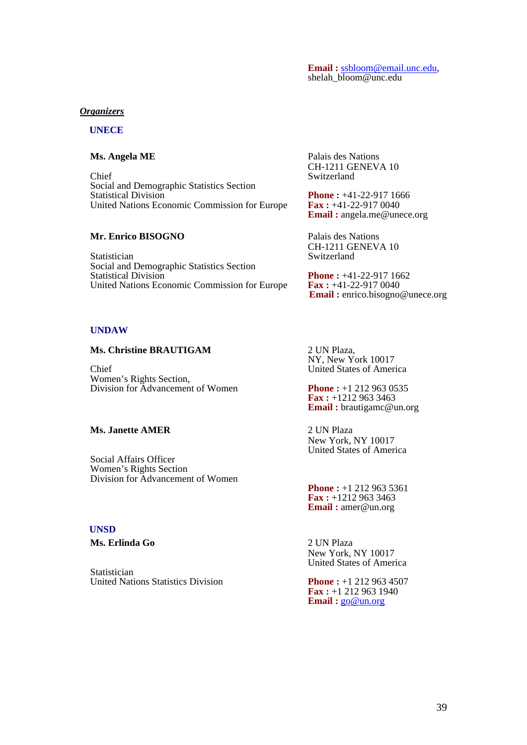**Email :** ssbloom@email.unc.edu, shelah_bloom@unc.edu

***Organizers***

**UNECE**

**Ms. Angela ME**

Chief
Social and Demographic Statistics Section
Statistical Division
United Nations Economic Commission for Europe

Palais des Nations
CH-1211 GENEVA 10
Switzerland

**Phone :** +41-22-917 1666
**Fax :** +41-22-917 0040
**Email :** angela.me@unece.org

**Mr. Enrico BISOGNO**

Statistician
Social and Demographic Statistics Section
Statistical Division
United Nations Economic Commission for Europe

Palais des Nations
CH-1211 GENEVA 10
Switzerland

**Phone :** +41-22-917 1662
**Fax :** +41-22-917 0040
**Email :** enrico.bisogno@unece.org

**UNDAW**

**Ms. Christine BRAUTIGAM**

Chief
Women's Rights Section,
Division for Advancement of Women

2 UN Plaza,
NY, New York 10017
United States of America

**Phone :** +1 212 963 0535
**Fax :** +1212 963 3463
**Email :** brautigamc@un.org

**Ms. Janette AMER**

Social Affairs Officer
Women's Rights Section
Division for Advancement of Women

2 UN Plaza
New York, NY 10017
United States of America

**Phone :** +1 212 963 5361
**Fax :** +1212 963 3463
**Email :** amer@un.org

**UNSD**

**Ms. Erlinda Go**

Statistician
United Nations Statistics Division

2 UN Plaza
New York, NY 10017
United States of America

**Phone :** +1 212 963 4507
**Fax :** +1 212 963 1940
**Email :** go@un.org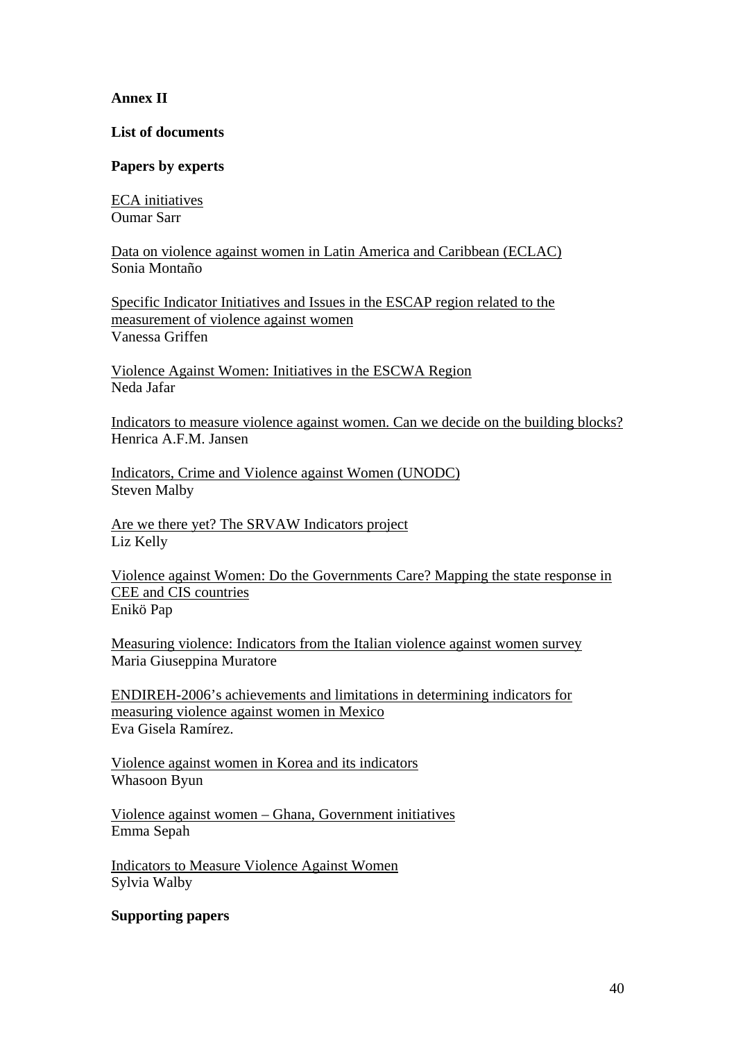**Annex II**

**List of documents**

**Papers by experts**

ECA initiatives
Oumar Sarr

Data on violence against women in Latin America and Caribbean (ECLAC)
Sonia Montaño

Specific Indicator Initiatives and Issues in the ESCAP region related to the measurement of violence against women
Vanessa Griffen

Violence Against Women: Initiatives in the ESCWA Region
Neda Jafar

Indicators to measure violence against women. Can we decide on the building blocks?
Henrica A.F.M. Jansen

Indicators, Crime and Violence against Women (UNODC)
Steven Malby

Are we there yet? The SRVAW Indicators project
Liz Kelly

Violence against Women: Do the Governments Care? Mapping the state response in CEE and CIS countries
Enikö Pap

Measuring violence: Indicators from the Italian violence against women survey
Maria Giuseppina Muratore

ENDIREH-2006's achievements and limitations in determining indicators for measuring violence against women in Mexico
Eva Gisela Ramírez.

Violence against women in Korea and its indicators
Whasoon Byun

Violence against women – Ghana, Government initiatives
Emma Sepah

Indicators to Measure Violence Against Women
Sylvia Walby

**Supporting papers**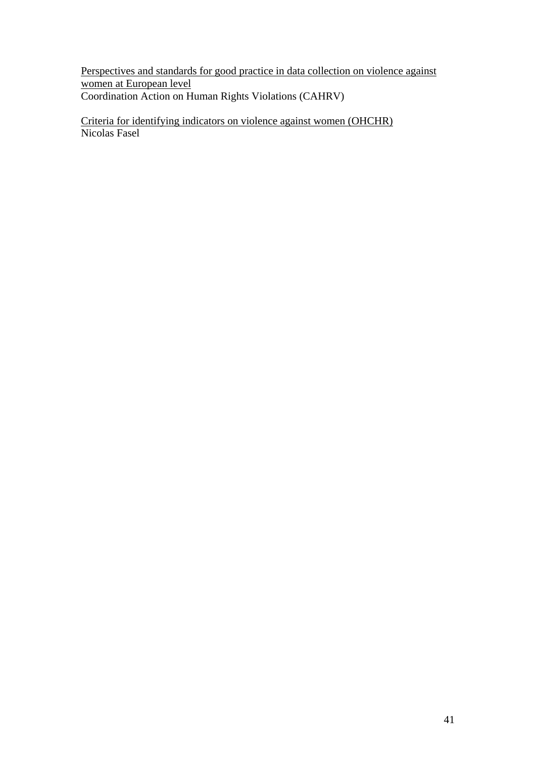<u>Perspectives and standards for good practice in data collection on violence against women at European level</u>
Coordination Action on Human Rights Violations (CAHRV)

<u>Criteria for identifying indicators on violence against women (OHCHR)</u>
Nicolas Fasel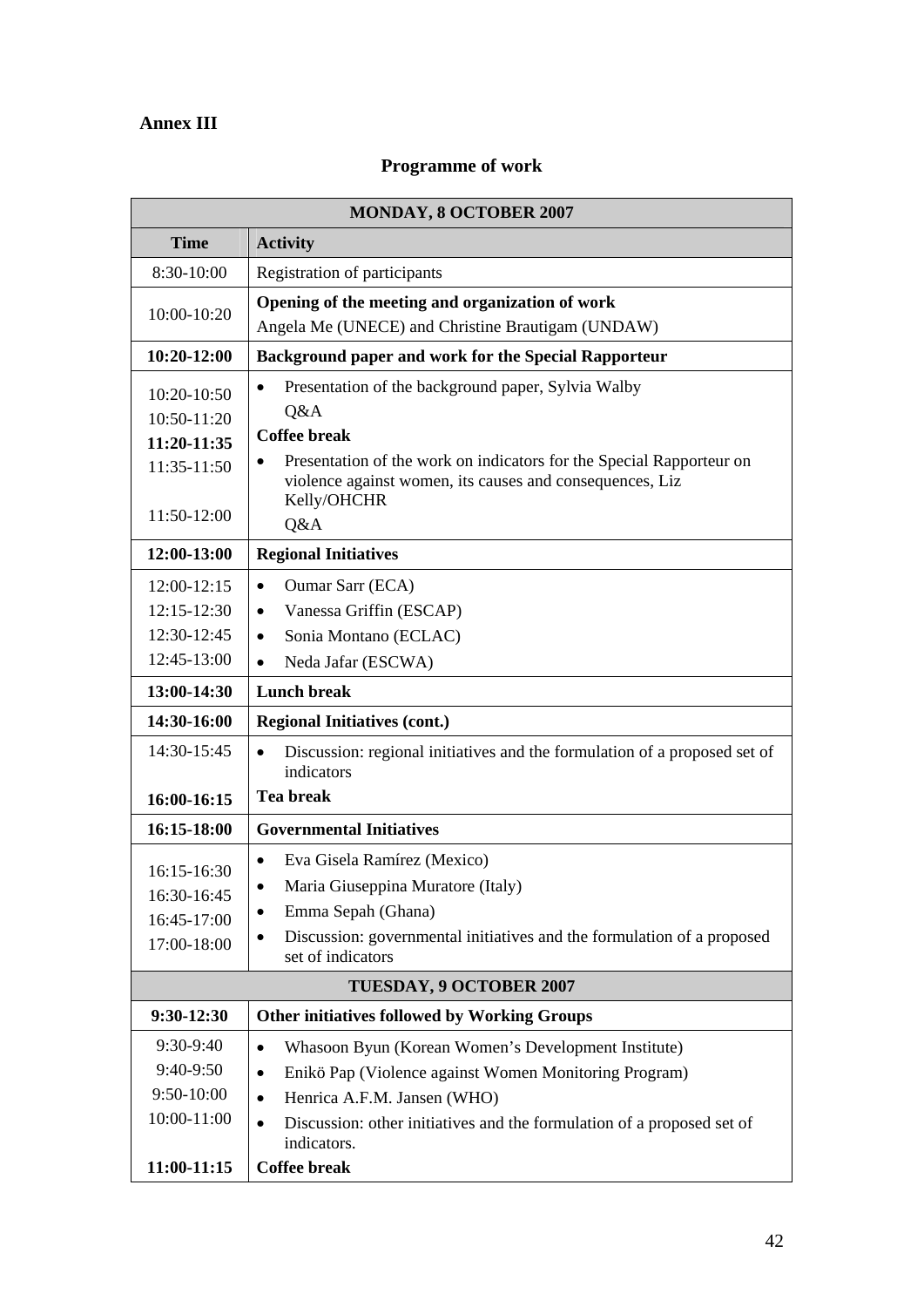**Annex III**

## Programme of work

| **MONDAY, 8 OCTOBER 2007** | |
|---|---|
| **Time** | **Activity** |
| 8:30-10:00 | Registration of participants |
| 10:00-10:20 | **Opening of the meeting and organization of work**<br>Angela Me (UNECE) and Christine Brautigam (UNDAW) |
| **10:20-12:00** | **Background paper and work for the Special Rapporteur** |
| 10:20-10:50 | • Presentation of the background paper, Sylvia Walby |
| 10:50-11:20 | Q&A |
| **11:20-11:35** | **Coffee break** |
| 11:35-11:50 | • Presentation of the work on indicators for the Special Rapporteur on violence against women, its causes and consequences, Liz Kelly/OHCHR |
| 11:50-12:00 | Q&A |
| **12:00-13:00** | **Regional Initiatives** |
| 12:00-12:15 | • Oumar Sarr (ECA) |
| 12:15-12:30 | • Vanessa Griffin (ESCAP) |
| 12:30-12:45 | • Sonia Montano (ECLAC) |
| 12:45-13:00 | • Neda Jafar (ESCWA) |
| **13:00-14:30** | **Lunch break** |
| **14:30-16:00** | **Regional Initiatives (cont.)** |
| 14:30-15:45 | • Discussion: regional initiatives and the formulation of a proposed set of indicators |
| **16:00-16:15** | **Tea break** |
| **16:15-18:00** | **Governmental Initiatives** |
| 16:15-16:30 | • Eva Gisela Ramírez (Mexico) |
| 16:30-16:45 | • Maria Giuseppina Muratore (Italy) |
| 16:45-17:00 | • Emma Sepah (Ghana) |
| 17:00-18:00 | • Discussion: governmental initiatives and the formulation of a proposed set of indicators |
| **TUESDAY, 9 OCTOBER 2007** | |
| **9:30-12:30** | **Other initiatives followed by Working Groups** |
| 9:30-9:40 | • Whasoon Byun (Korean Women's Development Institute) |
| 9:40-9:50 | • Enikö Pap (Violence against Women Monitoring Program) |
| 9:50-10:00 | • Henrica A.F.M. Jansen (WHO) |
| 10:00-11:00 | • Discussion: other initiatives and the formulation of a proposed set of indicators. |
| **11:00-11:15** | **Coffee break** |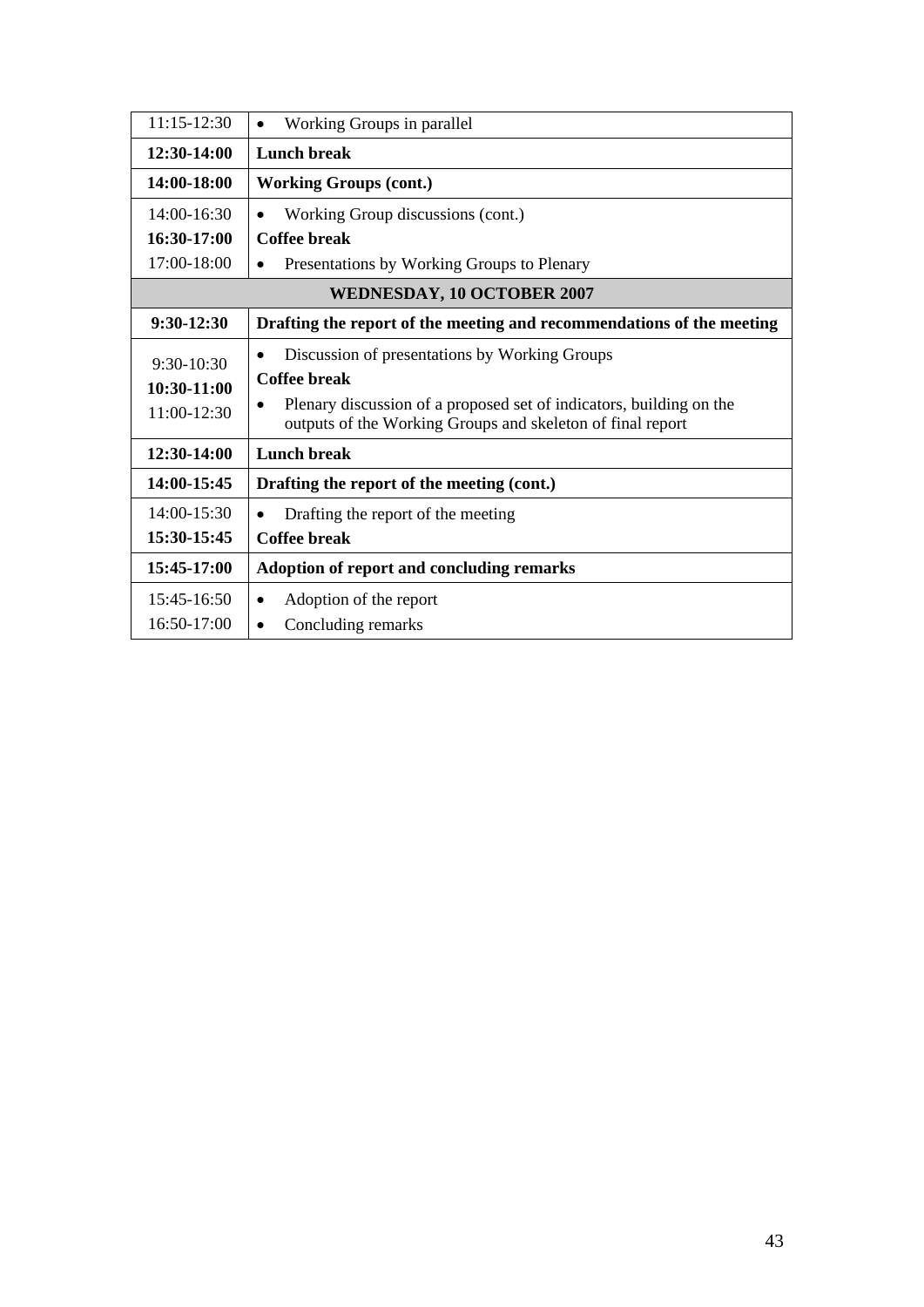| | |
|---|---|
| 11:15-12:30 | • Working Groups in parallel |
| **12:30-14:00** | **Lunch break** |
| **14:00-18:00** | **Working Groups (cont.)** |
| 14:00-16:30<br>**16:30-17:00**<br>17:00-18:00 | • Working Group discussions (cont.)<br>**Coffee break**<br>• Presentations by Working Groups to Plenary |
| **WEDNESDAY, 10 OCTOBER 2007** | |
| **9:30-12:30** | **Drafting the report of the meeting and recommendations of the meeting** |
| 9:30-10:30<br>**10:30-11:00**<br>11:00-12:30 | • Discussion of presentations by Working Groups<br>**Coffee break**<br>• Plenary discussion of a proposed set of indicators, building on the outputs of the Working Groups and skeleton of final report |
| **12:30-14:00** | **Lunch break** |
| **14:00-15:45** | **Drafting the report of the meeting (cont.)** |
| 14:00-15:30<br>**15:30-15:45** | • Drafting the report of the meeting<br>**Coffee break** |
| **15:45-17:00** | **Adoption of report and concluding remarks** |
| 15:45-16:50<br>16:50-17:00 | • Adoption of the report<br>• Concluding remarks |